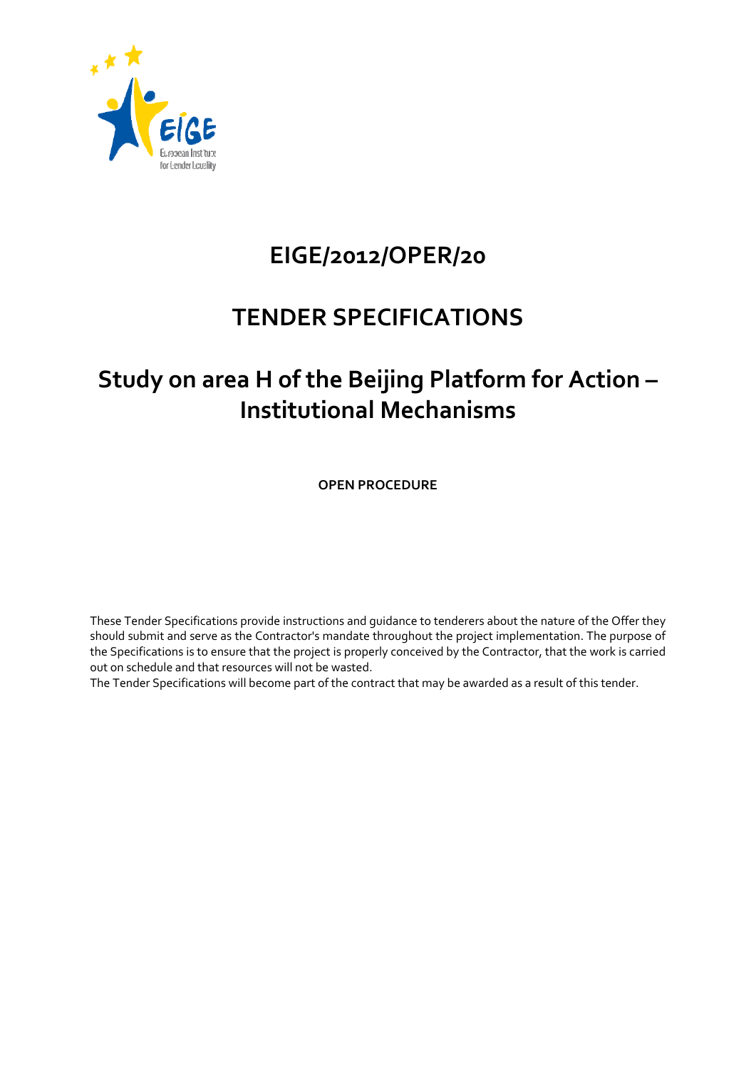# EIGE/2012/OPER/20

# TENDER SPECIFICATIONS

# Study on area H of the Beijing Platform for Action – Institutional Mechanisms

**OPEN PROCEDURE**

These Tender Specifications provide instructions and guidance to tenderers about the nature of the Offer they should submit and serve as the Contractor's mandate throughout the project implementation. The purpose of the Specifications is to ensure that the project is properly conceived by the Contractor, that the work is carried out on schedule and that resources will not be wasted.

The Tender Specifications will become part of the contract that may be awarded as a result of this tender.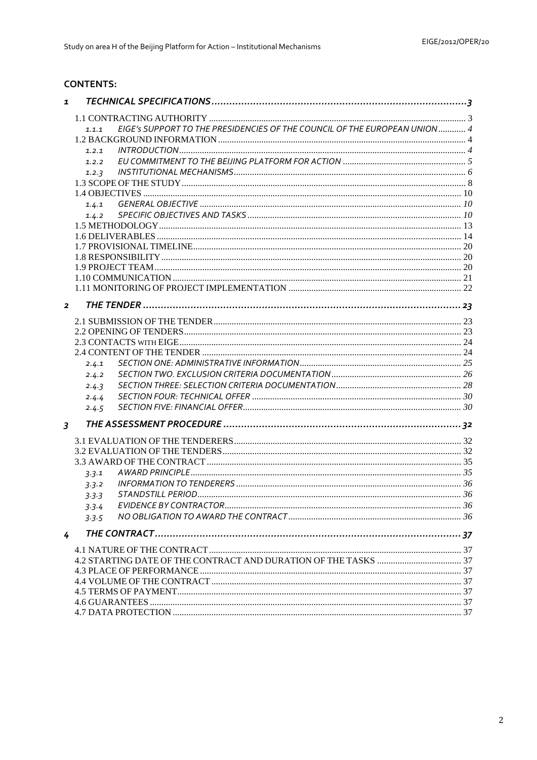**CONTENTS:**

1 TECHNICAL SPECIFICATIONS ..... 3
- 1.1 CONTRACTING AUTHORITY ..... 3
  - 1.1.1 EIGE's SUPPORT TO THE PRESIDENCIES OF THE COUNCIL OF THE EUROPEAN UNION ..... 4
- 1.2 BACKGROUND INFORMATION ..... 4
  - 1.2.1 INTRODUCTION ..... 4
  - 1.2.2 EU COMMITMENT TO THE BEIJING PLATFORM FOR ACTION ..... 5
  - 1.2.3 INSTITUTIONAL MECHANISMS ..... 6
- 1.3 SCOPE OF THE STUDY ..... 8
- 1.4 OBJECTIVES ..... 10
  - 1.4.1 GENERAL OBJECTIVE ..... 10
  - 1.4.2 SPECIFIC OBJECTIVES AND TASKS ..... 10
- 1.5 METHODOLOGY ..... 13
- 1.6 DELIVERABLES ..... 14
- 1.7 PROVISIONAL TIMELINE ..... 20
- 1.8 RESPONSIBILITY ..... 20
- 1.9 PROJECT TEAM ..... 20
- 1.10 COMMUNICATION ..... 21
- 1.11 MONITORING OF PROJECT IMPLEMENTATION ..... 22

2 THE TENDER ..... 23
- 2.1 SUBMISSION OF THE TENDER ..... 23
- 2.2 OPENING OF TENDERS ..... 23
- 2.3 CONTACTS WITH EIGE ..... 24
- 2.4 CONTENT OF THE TENDER ..... 24
  - 2.4.1 SECTION ONE: ADMINISTRATIVE INFORMATION ..... 25
  - 2.4.2 SECTION TWO. EXCLUSION CRITERIA DOCUMENTATION ..... 26
  - 2.4.3 SECTION THREE: SELECTION CRITERIA DOCUMENTATION ..... 28
  - 2.4.4 SECTION FOUR: TECHNICAL OFFER ..... 30
  - 2.4.5 SECTION FIVE: FINANCIAL OFFER ..... 30

3 THE ASSESSMENT PROCEDURE ..... 32
- 3.1 EVALUATION OF THE TENDERERS ..... 32
- 3.2 EVALUATION OF THE TENDERS ..... 32
- 3.3 AWARD OF THE CONTRACT ..... 35
  - 3.3.1 AWARD PRINCIPLE ..... 35
  - 3.3.2 INFORMATION TO TENDERERS ..... 36
  - 3.3.3 STANDSTILL PERIOD ..... 36
  - 3.3.4 EVIDENCE BY CONTRACTOR ..... 36
  - 3.3.5 NO OBLIGATION TO AWARD THE CONTRACT ..... 36

4 THE CONTRACT ..... 37
- 4.1 NATURE OF THE CONTRACT ..... 37
- 4.2 STARTING DATE OF THE CONTRACT AND DURATION OF THE TASKS ..... 37
- 4.3 PLACE OF PERFORMANCE ..... 37
- 4.4 VOLUME OF THE CONTRACT ..... 37
- 4.5 TERMS OF PAYMENT ..... 37
- 4.6 GUARANTEES ..... 37
- 4.7 DATA PROTECTION ..... 37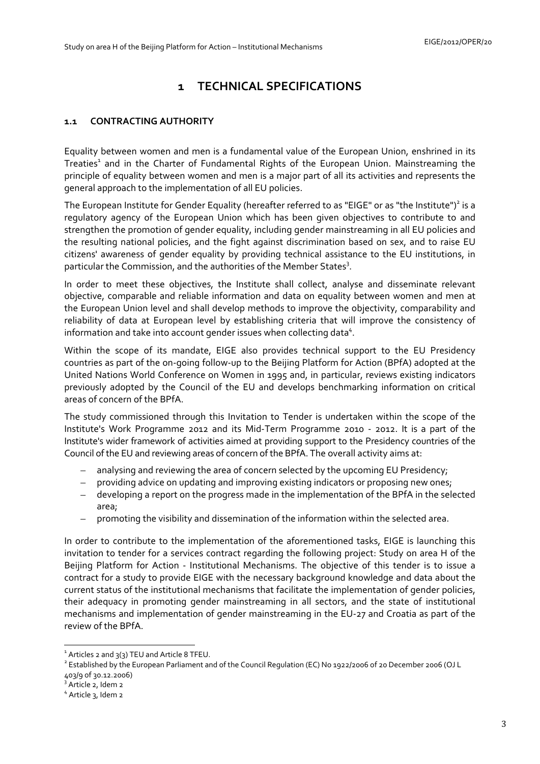# 1 TECHNICAL SPECIFICATIONS

## 1.1 CONTRACTING AUTHORITY

Equality between women and men is a fundamental value of the European Union, enshrined in its Treaties[1] and in the Charter of Fundamental Rights of the European Union. Mainstreaming the principle of equality between women and men is a major part of all its activities and represents the general approach to the implementation of all EU policies.

The European Institute for Gender Equality (hereafter referred to as "EIGE" or as "the Institute")[2] is a regulatory agency of the European Union which has been given objectives to contribute to and strengthen the promotion of gender equality, including gender mainstreaming in all EU policies and the resulting national policies, and the fight against discrimination based on sex, and to raise EU citizens' awareness of gender equality by providing technical assistance to the EU institutions, in particular the Commission, and the authorities of the Member States[3].

In order to meet these objectives, the Institute shall collect, analyse and disseminate relevant objective, comparable and reliable information and data on equality between women and men at the European Union level and shall develop methods to improve the objectivity, comparability and reliability of data at European level by establishing criteria that will improve the consistency of information and take into account gender issues when collecting data[4].

Within the scope of its mandate, EIGE also provides technical support to the EU Presidency countries as part of the on-going follow-up to the Beijing Platform for Action (BPfA) adopted at the United Nations World Conference on Women in 1995 and, in particular, reviews existing indicators previously adopted by the Council of the EU and develops benchmarking information on critical areas of concern of the BPfA.

The study commissioned through this Invitation to Tender is undertaken within the scope of the Institute's Work Programme 2012 and its Mid-Term Programme 2010 - 2012. It is a part of the Institute's wider framework of activities aimed at providing support to the Presidency countries of the Council of the EU and reviewing areas of concern of the BPfA. The overall activity aims at:

- analysing and reviewing the area of concern selected by the upcoming EU Presidency;
- providing advice on updating and improving existing indicators or proposing new ones;
- developing a report on the progress made in the implementation of the BPfA in the selected area;
- promoting the visibility and dissemination of the information within the selected area.

In order to contribute to the implementation of the aforementioned tasks, EIGE is launching this invitation to tender for a services contract regarding the following project: Study on area H of the Beijing Platform for Action - Institutional Mechanisms. The objective of this tender is to issue a contract for a study to provide EIGE with the necessary background knowledge and data about the current status of the institutional mechanisms that facilitate the implementation of gender policies, their adequacy in promoting gender mainstreaming in all sectors, and the state of institutional mechanisms and implementation of gender mainstreaming in the EU-27 and Croatia as part of the review of the BPfA.

---

[1] Articles 2 and 3(3) TEU and Article 8 TFEU.

[2] Established by the European Parliament and of the Council Regulation (EC) No 1922/2006 of 20 December 2006 (OJ L 403/9 of 30.12.2006)

[3] Article 2, Idem 2

[4] Article 3, Idem 2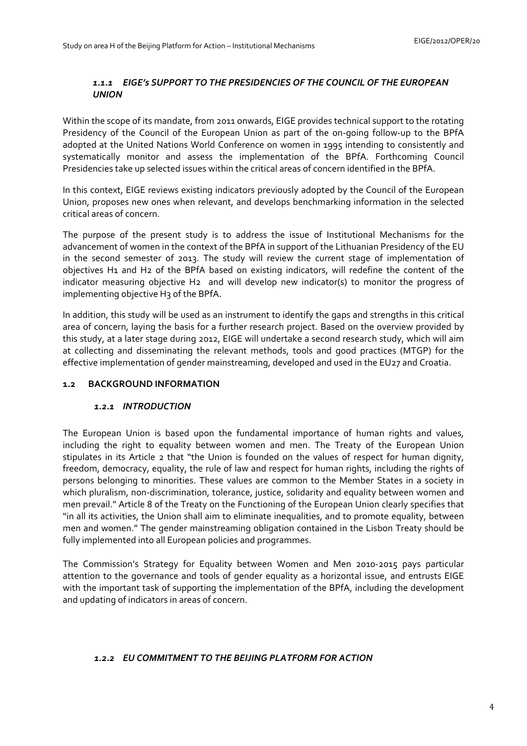### *1.1.1 EIGE's SUPPORT TO THE PRESIDENCIES OF THE COUNCIL OF THE EUROPEAN UNION*

Within the scope of its mandate, from 2011 onwards, EIGE provides technical support to the rotating Presidency of the Council of the European Union as part of the on-going follow-up to the BPfA adopted at the United Nations World Conference on women in 1995 intending to consistently and systematically monitor and assess the implementation of the BPfA. Forthcoming Council Presidencies take up selected issues within the critical areas of concern identified in the BPfA.

In this context, EIGE reviews existing indicators previously adopted by the Council of the European Union, proposes new ones when relevant, and develops benchmarking information in the selected critical areas of concern.

The purpose of the present study is to address the issue of Institutional Mechanisms for the advancement of women in the context of the BPfA in support of the Lithuanian Presidency of the EU in the second semester of 2013. The study will review the current stage of implementation of objectives H1 and H2 of the BPfA based on existing indicators, will redefine the content of the indicator measuring objective H2 and will develop new indicator(s) to monitor the progress of implementing objective H3 of the BPfA.

In addition, this study will be used as an instrument to identify the gaps and strengths in this critical area of concern, laying the basis for a further research project. Based on the overview provided by this study, at a later stage during 2012, EIGE will undertake a second research study, which will aim at collecting and disseminating the relevant methods, tools and good practices (MTGP) for the effective implementation of gender mainstreaming, developed and used in the EU27 and Croatia.

## 1.2 BACKGROUND INFORMATION

### *1.2.1 INTRODUCTION*

The European Union is based upon the fundamental importance of human rights and values, including the right to equality between women and men. The Treaty of the European Union stipulates in its Article 2 that "the Union is founded on the values of respect for human dignity, freedom, democracy, equality, the rule of law and respect for human rights, including the rights of persons belonging to minorities. These values are common to the Member States in a society in which pluralism, non-discrimination, tolerance, justice, solidarity and equality between women and men prevail." Article 8 of the Treaty on the Functioning of the European Union clearly specifies that "in all its activities, the Union shall aim to eliminate inequalities, and to promote equality, between men and women." The gender mainstreaming obligation contained in the Lisbon Treaty should be fully implemented into all European policies and programmes.

The Commission's Strategy for Equality between Women and Men 2010-2015 pays particular attention to the governance and tools of gender equality as a horizontal issue, and entrusts EIGE with the important task of supporting the implementation of the BPfA, including the development and updating of indicators in areas of concern.

### *1.2.2 EU COMMITMENT TO THE BEIJING PLATFORM FOR ACTION*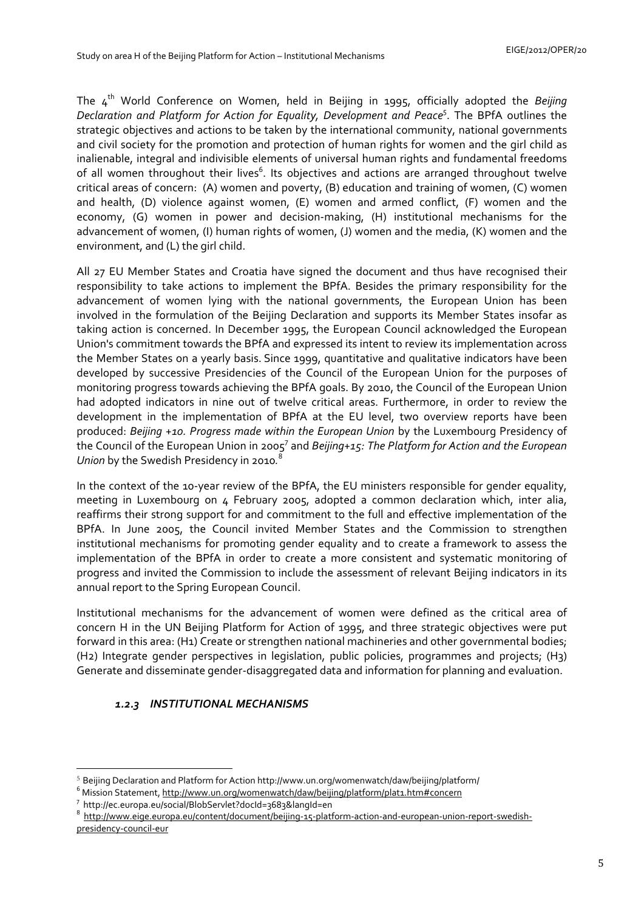The 4th World Conference on Women, held in Beijing in 1995, officially adopted the *Beijing Declaration and Platform for Action for Equality, Development and Peace*[5]. The BPfA outlines the strategic objectives and actions to be taken by the international community, national governments and civil society for the promotion and protection of human rights for women and the girl child as inalienable, integral and indivisible elements of universal human rights and fundamental freedoms of all women throughout their lives[6]. Its objectives and actions are arranged throughout twelve critical areas of concern: (A) women and poverty, (B) education and training of women, (C) women and health, (D) violence against women, (E) women and armed conflict, (F) women and the economy, (G) women in power and decision-making, (H) institutional mechanisms for the advancement of women, (I) human rights of women, (J) women and the media, (K) women and the environment, and (L) the girl child.

All 27 EU Member States and Croatia have signed the document and thus have recognised their responsibility to take actions to implement the BPfA. Besides the primary responsibility for the advancement of women lying with the national governments, the European Union has been involved in the formulation of the Beijing Declaration and supports its Member States insofar as taking action is concerned. In December 1995, the European Council acknowledged the European Union's commitment towards the BPfA and expressed its intent to review its implementation across the Member States on a yearly basis. Since 1999, quantitative and qualitative indicators have been developed by successive Presidencies of the Council of the European Union for the purposes of monitoring progress towards achieving the BPfA goals. By 2010, the Council of the European Union had adopted indicators in nine out of twelve critical areas. Furthermore, in order to review the development in the implementation of BPfA at the EU level, two overview reports have been produced: *Beijing +10. Progress made within the European Union* by the Luxembourg Presidency of the Council of the European Union in 2005[7] and *Beijing+15: The Platform for Action and the European Union* by the Swedish Presidency in 2010.[8]

In the context of the 10-year review of the BPfA, the EU ministers responsible for gender equality, meeting in Luxembourg on 4 February 2005, adopted a common declaration which, inter alia, reaffirms their strong support for and commitment to the full and effective implementation of the BPfA. In June 2005, the Council invited Member States and the Commission to strengthen institutional mechanisms for promoting gender equality and to create a framework to assess the implementation of the BPfA in order to create a more consistent and systematic monitoring of progress and invited the Commission to include the assessment of relevant Beijing indicators in its annual report to the Spring European Council.

Institutional mechanisms for the advancement of women were defined as the critical area of concern H in the UN Beijing Platform for Action of 1995, and three strategic objectives were put forward in this area: (H1) Create or strengthen national machineries and other governmental bodies; (H2) Integrate gender perspectives in legislation, public policies, programmes and projects; (H3) Generate and disseminate gender-disaggregated data and information for planning and evaluation.

### *1.2.3 INSTITUTIONAL MECHANISMS*

---

[5] Beijing Declaration and Platform for Action http://www.un.org/womenwatch/daw/beijing/platform/

[6] Mission Statement, http://www.un.org/womenwatch/daw/beijing/platform/plat1.htm#concern

[7] http://ec.europa.eu/social/BlobServlet?docId=3683&langId=en

[8] http://www.eige.europa.eu/content/document/beijing-15-platform-action-and-european-union-report-swedish-presidency-council-eur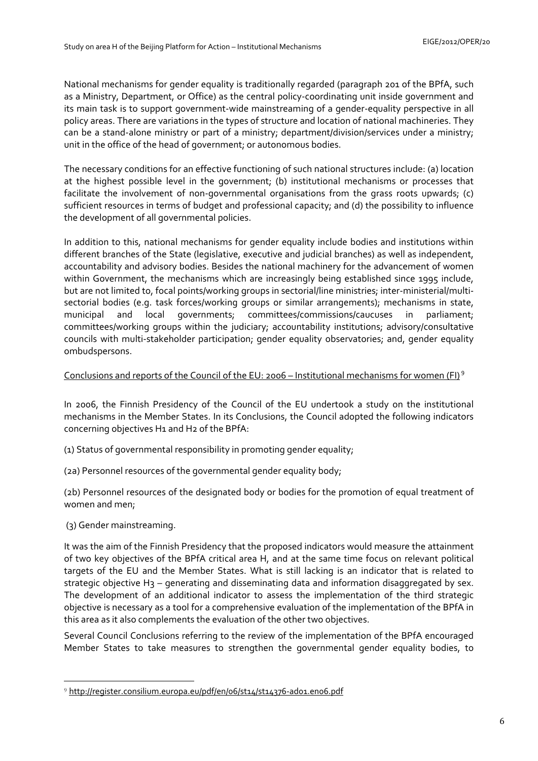National mechanisms for gender equality is traditionally regarded (paragraph 201 of the BPfA, such as a Ministry, Department, or Office) as the central policy-coordinating unit inside government and its main task is to support government-wide mainstreaming of a gender-equality perspective in all policy areas. There are variations in the types of structure and location of national machineries. They can be a stand-alone ministry or part of a ministry; department/division/services under a ministry; unit in the office of the head of government; or autonomous bodies.

The necessary conditions for an effective functioning of such national structures include: (a) location at the highest possible level in the government; (b) institutional mechanisms or processes that facilitate the involvement of non-governmental organisations from the grass roots upwards; (c) sufficient resources in terms of budget and professional capacity; and (d) the possibility to influence the development of all governmental policies.

In addition to this, national mechanisms for gender equality include bodies and institutions within different branches of the State (legislative, executive and judicial branches) as well as independent, accountability and advisory bodies. Besides the national machinery for the advancement of women within Government, the mechanisms which are increasingly being established since 1995 include, but are not limited to, focal points/working groups in sectorial/line ministries; inter-ministerial/multi-sectorial bodies (e.g. task forces/working groups or similar arrangements); mechanisms in state, municipal and local governments; committees/commissions/caucuses in parliament; committees/working groups within the judiciary; accountability institutions; advisory/consultative councils with multi-stakeholder participation; gender equality observatories; and, gender equality ombudspersons.

Conclusions and reports of the Council of the EU: 2006 – Institutional mechanisms for women (FI)[9]

In 2006, the Finnish Presidency of the Council of the EU undertook a study on the institutional mechanisms in the Member States. In its Conclusions, the Council adopted the following indicators concerning objectives H1 and H2 of the BPfA:

(1) Status of governmental responsibility in promoting gender equality;

(2a) Personnel resources of the governmental gender equality body;

(2b) Personnel resources of the designated body or bodies for the promotion of equal treatment of women and men;

(3) Gender mainstreaming.

It was the aim of the Finnish Presidency that the proposed indicators would measure the attainment of two key objectives of the BPfA critical area H, and at the same time focus on relevant political targets of the EU and the Member States. What is still lacking is an indicator that is related to strategic objective H3 – generating and disseminating data and information disaggregated by sex. The development of an additional indicator to assess the implementation of the third strategic objective is necessary as a tool for a comprehensive evaluation of the implementation of the BPfA in this area as it also complements the evaluation of the other two objectives.

Several Council Conclusions referring to the review of the implementation of the BPfA encouraged Member States to take measures to strengthen the governmental gender equality bodies, to

[9] http://register.consilium.europa.eu/pdf/en/06/st14/st14376-ad01.en06.pdf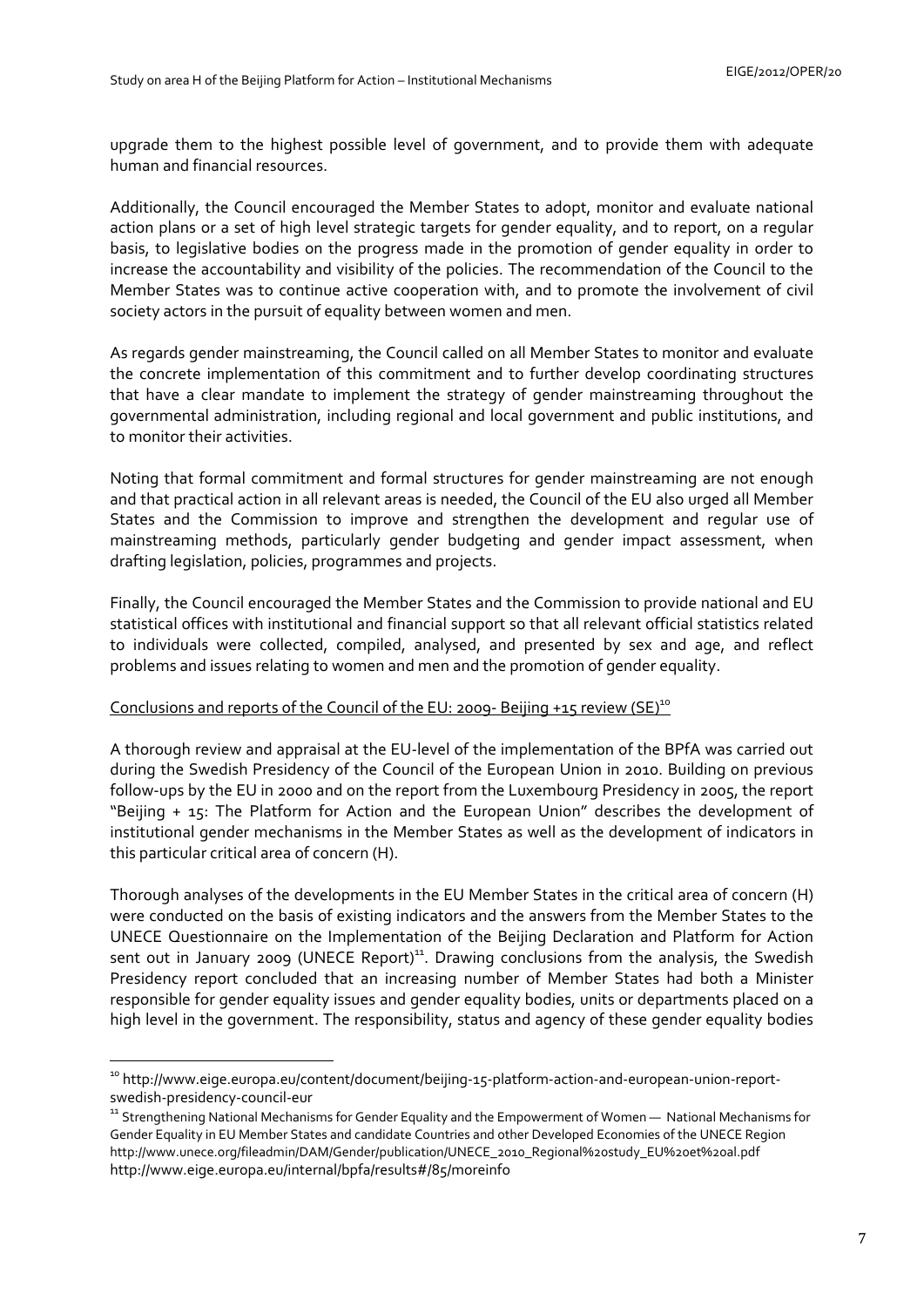upgrade them to the highest possible level of government, and to provide them with adequate human and financial resources.

Additionally, the Council encouraged the Member States to adopt, monitor and evaluate national action plans or a set of high level strategic targets for gender equality, and to report, on a regular basis, to legislative bodies on the progress made in the promotion of gender equality in order to increase the accountability and visibility of the policies. The recommendation of the Council to the Member States was to continue active cooperation with, and to promote the involvement of civil society actors in the pursuit of equality between women and men.

As regards gender mainstreaming, the Council called on all Member States to monitor and evaluate the concrete implementation of this commitment and to further develop coordinating structures that have a clear mandate to implement the strategy of gender mainstreaming throughout the governmental administration, including regional and local government and public institutions, and to monitor their activities.

Noting that formal commitment and formal structures for gender mainstreaming are not enough and that practical action in all relevant areas is needed, the Council of the EU also urged all Member States and the Commission to improve and strengthen the development and regular use of mainstreaming methods, particularly gender budgeting and gender impact assessment, when drafting legislation, policies, programmes and projects.

Finally, the Council encouraged the Member States and the Commission to provide national and EU statistical offices with institutional and financial support so that all relevant official statistics related to individuals were collected, compiled, analysed, and presented by sex and age, and reflect problems and issues relating to women and men and the promotion of gender equality.

Conclusions and reports of the Council of the EU: 2009- Beijing +15 review (SE)[10]

A thorough review and appraisal at the EU-level of the implementation of the BPfA was carried out during the Swedish Presidency of the Council of the European Union in 2010. Building on previous follow-ups by the EU in 2000 and on the report from the Luxembourg Presidency in 2005, the report "Beijing + 15: The Platform for Action and the European Union" describes the development of institutional gender mechanisms in the Member States as well as the development of indicators in this particular critical area of concern (H).

Thorough analyses of the developments in the EU Member States in the critical area of concern (H) were conducted on the basis of existing indicators and the answers from the Member States to the UNECE Questionnaire on the Implementation of the Beijing Declaration and Platform for Action sent out in January 2009 (UNECE Report)[11]. Drawing conclusions from the analysis, the Swedish Presidency report concluded that an increasing number of Member States had both a Minister responsible for gender equality issues and gender equality bodies, units or departments placed on a high level in the government. The responsibility, status and agency of these gender equality bodies

---

[10] http://www.eige.europa.eu/content/document/beijing-15-platform-action-and-european-union-report-swedish-presidency-council-eur

[11] Strengthening National Mechanisms for Gender Equality and the Empowerment of Women — National Mechanisms for Gender Equality in EU Member States and candidate Countries and other Developed Economies of the UNECE Region http://www.unece.org/fileadmin/DAM/Gender/publication/UNECE_2010_Regional%20study_EU%20et%20al.pdf http://www.eige.europa.eu/internal/bpfa/results#/85/moreinfo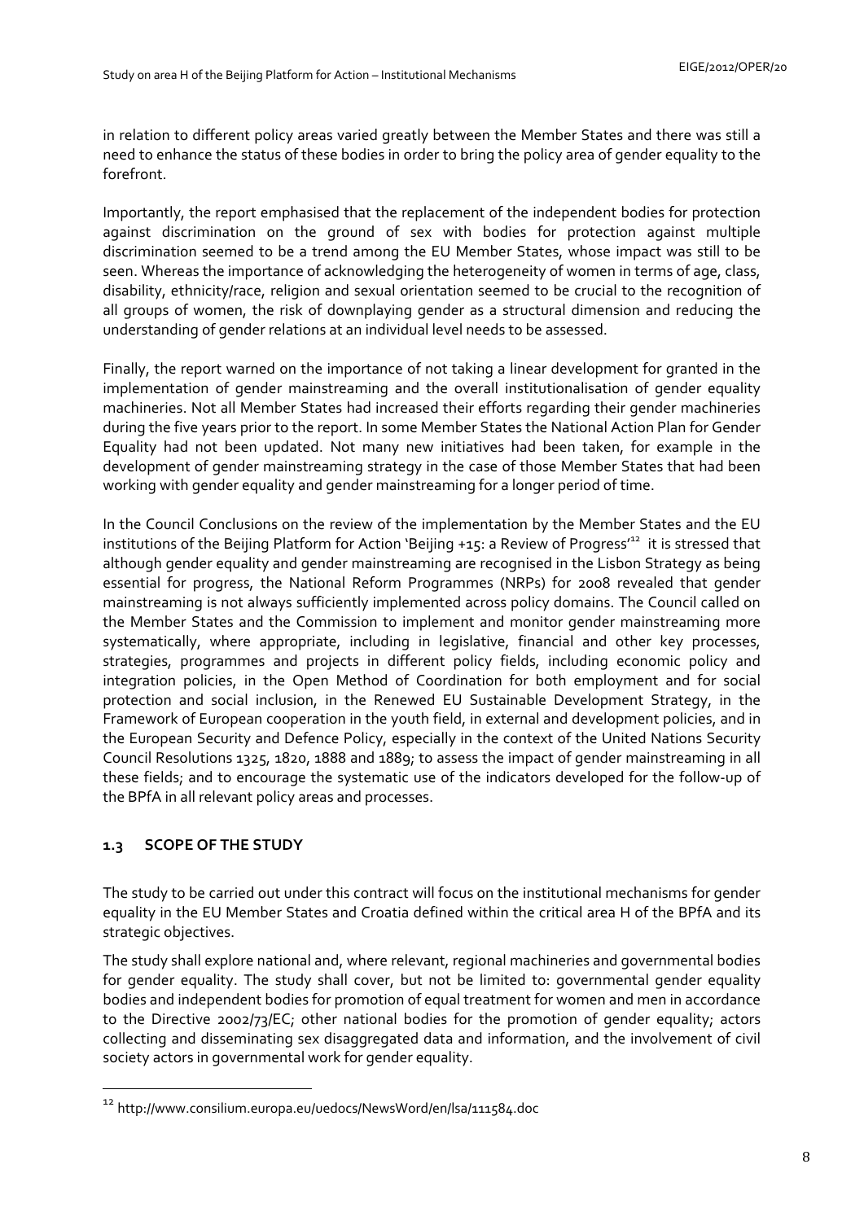in relation to different policy areas varied greatly between the Member States and there was still a need to enhance the status of these bodies in order to bring the policy area of gender equality to the forefront.

Importantly, the report emphasised that the replacement of the independent bodies for protection against discrimination on the ground of sex with bodies for protection against multiple discrimination seemed to be a trend among the EU Member States, whose impact was still to be seen. Whereas the importance of acknowledging the heterogeneity of women in terms of age, class, disability, ethnicity/race, religion and sexual orientation seemed to be crucial to the recognition of all groups of women, the risk of downplaying gender as a structural dimension and reducing the understanding of gender relations at an individual level needs to be assessed.

Finally, the report warned on the importance of not taking a linear development for granted in the implementation of gender mainstreaming and the overall institutionalisation of gender equality machineries. Not all Member States had increased their efforts regarding their gender machineries during the five years prior to the report. In some Member States the National Action Plan for Gender Equality had not been updated. Not many new initiatives had been taken, for example in the development of gender mainstreaming strategy in the case of those Member States that had been working with gender equality and gender mainstreaming for a longer period of time.

In the Council Conclusions on the review of the implementation by the Member States and the EU institutions of the Beijing Platform for Action 'Beijing +15: a Review of Progress'[12] it is stressed that although gender equality and gender mainstreaming are recognised in the Lisbon Strategy as being essential for progress, the National Reform Programmes (NRPs) for 2008 revealed that gender mainstreaming is not always sufficiently implemented across policy domains. The Council called on the Member States and the Commission to implement and monitor gender mainstreaming more systematically, where appropriate, including in legislative, financial and other key processes, strategies, programmes and projects in different policy fields, including economic policy and integration policies, in the Open Method of Coordination for both employment and for social protection and social inclusion, in the Renewed EU Sustainable Development Strategy, in the Framework of European cooperation in the youth field, in external and development policies, and in the European Security and Defence Policy, especially in the context of the United Nations Security Council Resolutions 1325, 1820, 1888 and 1889; to assess the impact of gender mainstreaming in all these fields; and to encourage the systematic use of the indicators developed for the follow-up of the BPfA in all relevant policy areas and processes.

## 1.3 SCOPE OF THE STUDY

The study to be carried out under this contract will focus on the institutional mechanisms for gender equality in the EU Member States and Croatia defined within the critical area H of the BPfA and its strategic objectives.

The study shall explore national and, where relevant, regional machineries and governmental bodies for gender equality. The study shall cover, but not be limited to: governmental gender equality bodies and independent bodies for promotion of equal treatment for women and men in accordance to the Directive 2002/73/EC; other national bodies for the promotion of gender equality; actors collecting and disseminating sex disaggregated data and information, and the involvement of civil society actors in governmental work for gender equality.

[12] http://www.consilium.europa.eu/uedocs/NewsWord/en/lsa/111584.doc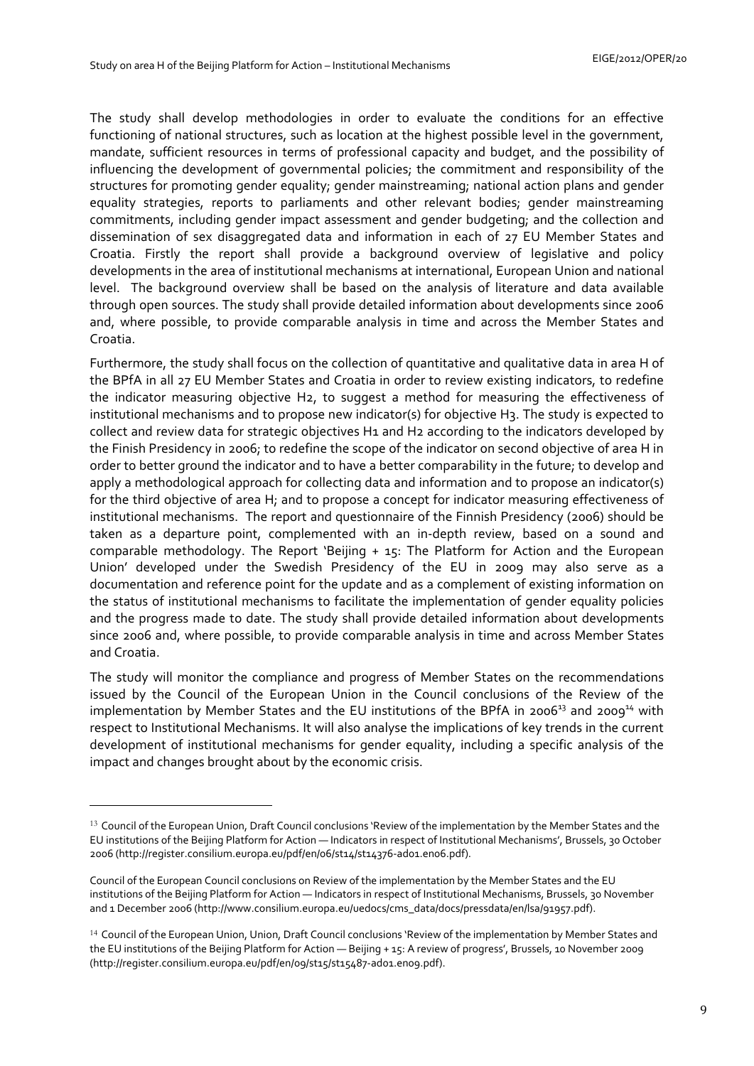The study shall develop methodologies in order to evaluate the conditions for an effective functioning of national structures, such as location at the highest possible level in the government, mandate, sufficient resources in terms of professional capacity and budget, and the possibility of influencing the development of governmental policies; the commitment and responsibility of the structures for promoting gender equality; gender mainstreaming; national action plans and gender equality strategies, reports to parliaments and other relevant bodies; gender mainstreaming commitments, including gender impact assessment and gender budgeting; and the collection and dissemination of sex disaggregated data and information in each of 27 EU Member States and Croatia. Firstly the report shall provide a background overview of legislative and policy developments in the area of institutional mechanisms at international, European Union and national level. The background overview shall be based on the analysis of literature and data available through open sources. The study shall provide detailed information about developments since 2006 and, where possible, to provide comparable analysis in time and across the Member States and Croatia.

Furthermore, the study shall focus on the collection of quantitative and qualitative data in area H of the BPfA in all 27 EU Member States and Croatia in order to review existing indicators, to redefine the indicator measuring objective H2, to suggest a method for measuring the effectiveness of institutional mechanisms and to propose new indicator(s) for objective H3. The study is expected to collect and review data for strategic objectives H1 and H2 according to the indicators developed by the Finish Presidency in 2006; to redefine the scope of the indicator on second objective of area H in order to better ground the indicator and to have a better comparability in the future; to develop and apply a methodological approach for collecting data and information and to propose an indicator(s) for the third objective of area H; and to propose a concept for indicator measuring effectiveness of institutional mechanisms. The report and questionnaire of the Finnish Presidency (2006) should be taken as a departure point, complemented with an in-depth review, based on a sound and comparable methodology. The Report 'Beijing + 15: The Platform for Action and the European Union' developed under the Swedish Presidency of the EU in 2009 may also serve as a documentation and reference point for the update and as a complement of existing information on the status of institutional mechanisms to facilitate the implementation of gender equality policies and the progress made to date. The study shall provide detailed information about developments since 2006 and, where possible, to provide comparable analysis in time and across Member States and Croatia.

The study will monitor the compliance and progress of Member States on the recommendations issued by the Council of the European Union in the Council conclusions of the Review of the implementation by Member States and the EU institutions of the BPfA in 2006[13] and 2009[14] with respect to Institutional Mechanisms. It will also analyse the implications of key trends in the current development of institutional mechanisms for gender equality, including a specific analysis of the impact and changes brought about by the economic crisis.

---

[13] Council of the European Union, Draft Council conclusions 'Review of the implementation by the Member States and the EU institutions of the Beijing Platform for Action — Indicators in respect of Institutional Mechanisms', Brussels, 30 October 2006 (http://register.consilium.europa.eu/pdf/en/06/st14/st14376-ad01.en06.pdf).

Council of the European Council conclusions on Review of the implementation by the Member States and the EU institutions of the Beijing Platform for Action — Indicators in respect of Institutional Mechanisms, Brussels, 30 November and 1 December 2006 (http://www.consilium.europa.eu/uedocs/cms_data/docs/pressdata/en/lsa/91957.pdf).

[14] Council of the European Union, Union, Draft Council conclusions 'Review of the implementation by Member States and the EU institutions of the Beijing Platform for Action — Beijing + 15: A review of progress', Brussels, 10 November 2009 (http://register.consilium.europa.eu/pdf/en/09/st15/st15487-ad01.en09.pdf).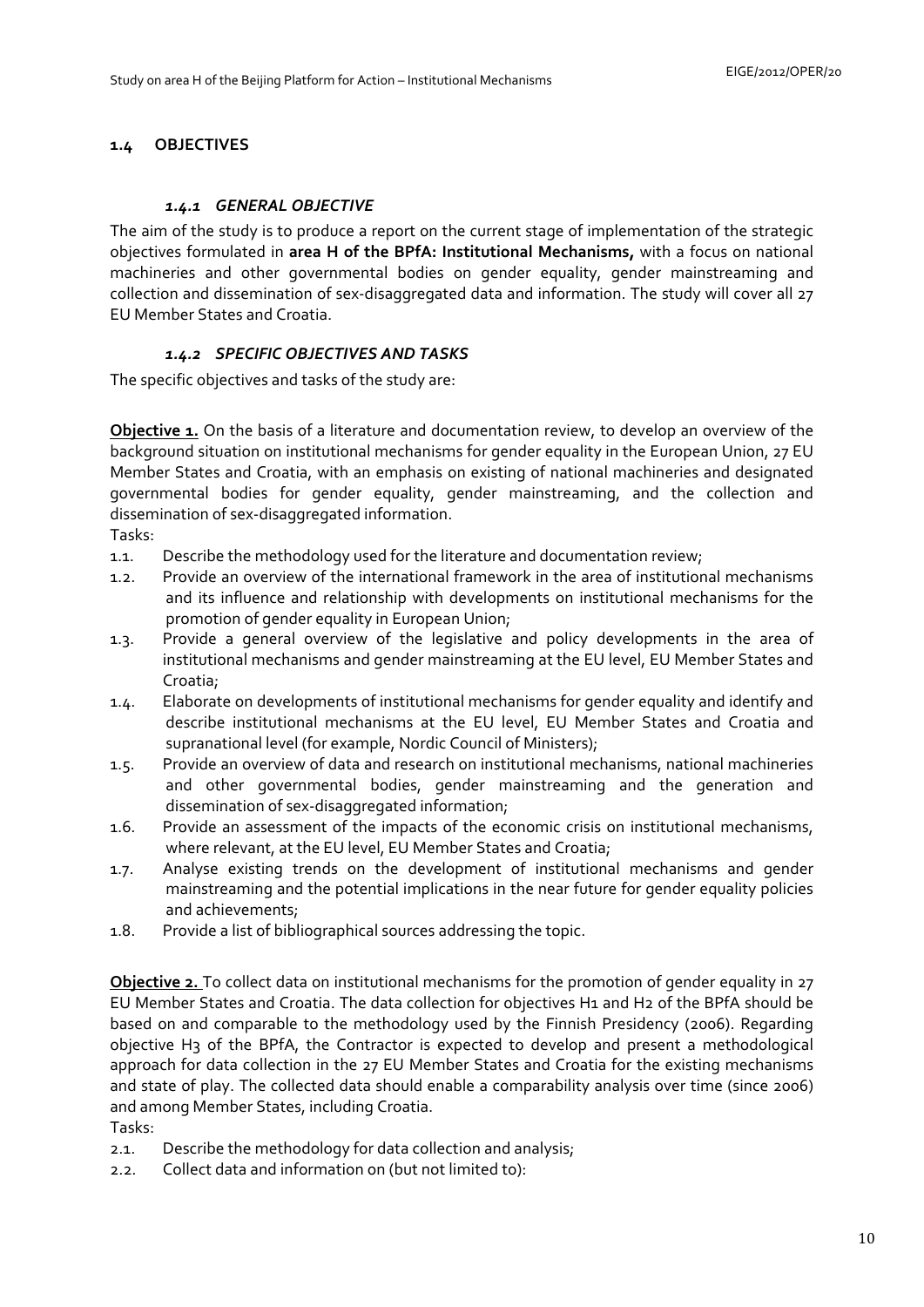## 1.4 OBJECTIVES

### *1.4.1 GENERAL OBJECTIVE*

The aim of the study is to produce a report on the current stage of implementation of the strategic objectives formulated in **area H of the BPfA: Institutional Mechanisms,** with a focus on national machineries and other governmental bodies on gender equality, gender mainstreaming and collection and dissemination of sex-disaggregated data and information. The study will cover all 27 EU Member States and Croatia.

### *1.4.2 SPECIFIC OBJECTIVES AND TASKS*

The specific objectives and tasks of the study are:

**Objective 1.** On the basis of a literature and documentation review, to develop an overview of the background situation on institutional mechanisms for gender equality in the European Union, 27 EU Member States and Croatia, with an emphasis on existing of national machineries and designated governmental bodies for gender equality, gender mainstreaming, and the collection and dissemination of sex-disaggregated information.

Tasks:

1.1. Describe the methodology used for the literature and documentation review;

1.2. Provide an overview of the international framework in the area of institutional mechanisms and its influence and relationship with developments on institutional mechanisms for the promotion of gender equality in European Union;

1.3. Provide a general overview of the legislative and policy developments in the area of institutional mechanisms and gender mainstreaming at the EU level, EU Member States and Croatia;

1.4. Elaborate on developments of institutional mechanisms for gender equality and identify and describe institutional mechanisms at the EU level, EU Member States and Croatia and supranational level (for example, Nordic Council of Ministers);

1.5. Provide an overview of data and research on institutional mechanisms, national machineries and other governmental bodies, gender mainstreaming and the generation and dissemination of sex-disaggregated information;

1.6. Provide an assessment of the impacts of the economic crisis on institutional mechanisms, where relevant, at the EU level, EU Member States and Croatia;

1.7. Analyse existing trends on the development of institutional mechanisms and gender mainstreaming and the potential implications in the near future for gender equality policies and achievements;

1.8. Provide a list of bibliographical sources addressing the topic.

**Objective 2.** To collect data on institutional mechanisms for the promotion of gender equality in 27 EU Member States and Croatia. The data collection for objectives H1 and H2 of the BPfA should be based on and comparable to the methodology used by the Finnish Presidency (2006). Regarding objective H3 of the BPfA, the Contractor is expected to develop and present a methodological approach for data collection in the 27 EU Member States and Croatia for the existing mechanisms and state of play. The collected data should enable a comparability analysis over time (since 2006) and among Member States, including Croatia.

Tasks:

2.1. Describe the methodology for data collection and analysis;

2.2. Collect data and information on (but not limited to):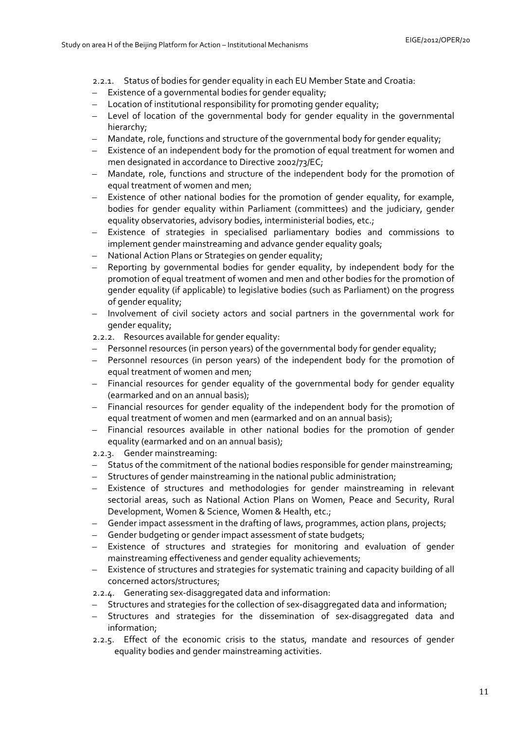2.2.1. Status of bodies for gender equality in each EU Member State and Croatia:

- Existence of a governmental bodies for gender equality;
- Location of institutional responsibility for promoting gender equality;
- Level of location of the governmental body for gender equality in the governmental hierarchy;
- Mandate, role, functions and structure of the governmental body for gender equality;
- Existence of an independent body for the promotion of equal treatment for women and men designated in accordance to Directive 2002/73/EC;
- Mandate, role, functions and structure of the independent body for the promotion of equal treatment of women and men;
- Existence of other national bodies for the promotion of gender equality, for example, bodies for gender equality within Parliament (committees) and the judiciary, gender equality observatories, advisory bodies, interministerial bodies, etc.;
- Existence of strategies in specialised parliamentary bodies and commissions to implement gender mainstreaming and advance gender equality goals;
- National Action Plans or Strategies on gender equality;
- Reporting by governmental bodies for gender equality, by independent body for the promotion of equal treatment of women and men and other bodies for the promotion of gender equality (if applicable) to legislative bodies (such as Parliament) on the progress of gender equality;
- Involvement of civil society actors and social partners in the governmental work for gender equality;

2.2.2. Resources available for gender equality:

- Personnel resources (in person years) of the governmental body for gender equality;
- Personnel resources (in person years) of the independent body for the promotion of equal treatment of women and men;
- Financial resources for gender equality of the governmental body for gender equality (earmarked and on an annual basis);
- Financial resources for gender equality of the independent body for the promotion of equal treatment of women and men (earmarked and on an annual basis);
- Financial resources available in other national bodies for the promotion of gender equality (earmarked and on an annual basis);

2.2.3. Gender mainstreaming:

- Status of the commitment of the national bodies responsible for gender mainstreaming;
- Structures of gender mainstreaming in the national public administration;
- Existence of structures and methodologies for gender mainstreaming in relevant sectorial areas, such as National Action Plans on Women, Peace and Security, Rural Development, Women & Science, Women & Health, etc.;
- Gender impact assessment in the drafting of laws, programmes, action plans, projects;
- Gender budgeting or gender impact assessment of state budgets;
- Existence of structures and strategies for monitoring and evaluation of gender mainstreaming effectiveness and gender equality achievements;
- Existence of structures and strategies for systematic training and capacity building of all concerned actors/structures;

2.2.4. Generating sex-disaggregated data and information:

- Structures and strategies for the collection of sex-disaggregated data and information;
- Structures and strategies for the dissemination of sex-disaggregated data and information;

2.2.5. Effect of the economic crisis to the status, mandate and resources of gender equality bodies and gender mainstreaming activities.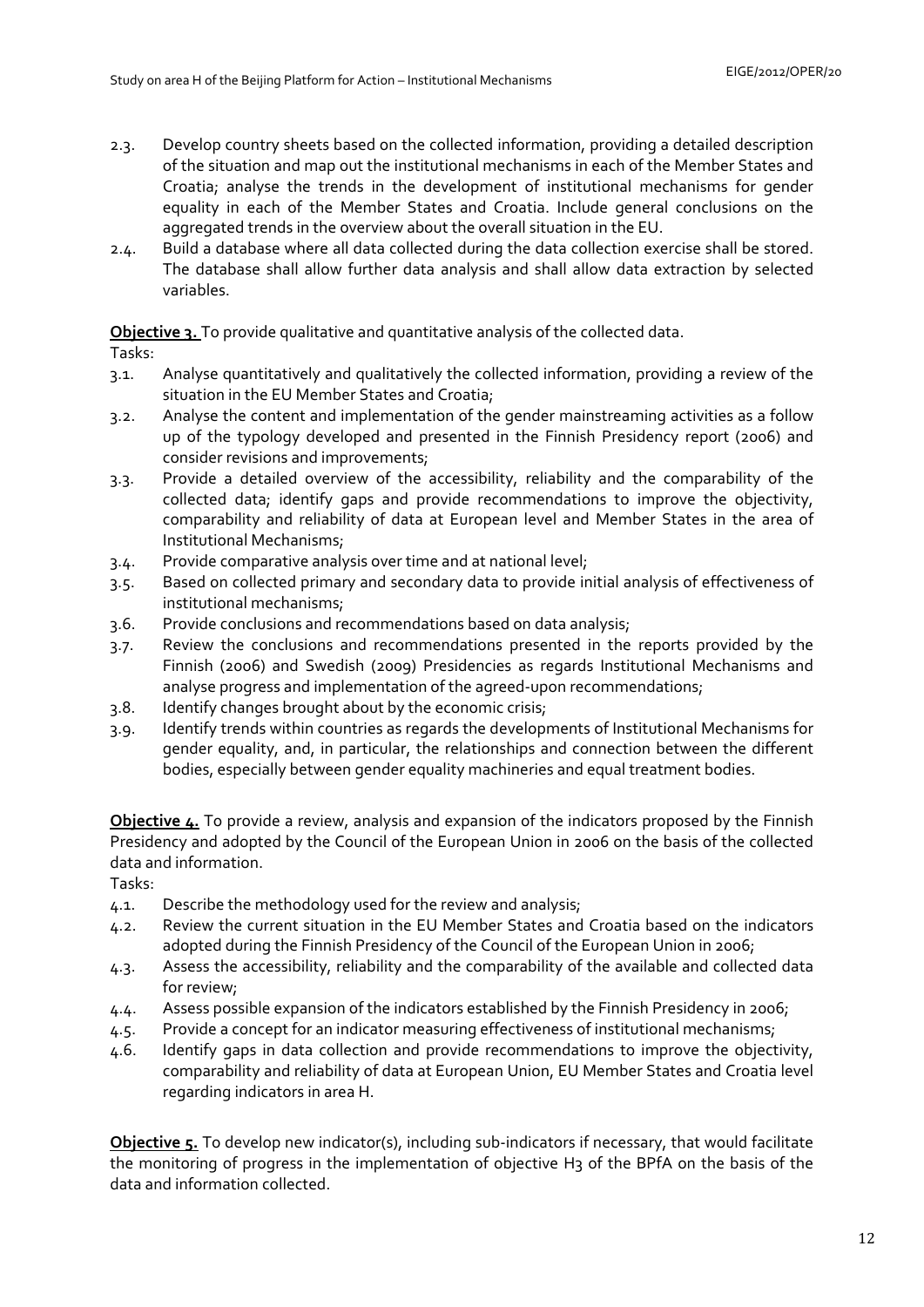2.3. Develop country sheets based on the collected information, providing a detailed description of the situation and map out the institutional mechanisms in each of the Member States and Croatia; analyse the trends in the development of institutional mechanisms for gender equality in each of the Member States and Croatia. Include general conclusions on the aggregated trends in the overview about the overall situation in the EU.

2.4. Build a database where all data collected during the data collection exercise shall be stored. The database shall allow further data analysis and shall allow data extraction by selected variables.

**Objective 3.** To provide qualitative and quantitative analysis of the collected data.

Tasks:

3.1. Analyse quantitatively and qualitatively the collected information, providing a review of the situation in the EU Member States and Croatia;

3.2. Analyse the content and implementation of the gender mainstreaming activities as a follow up of the typology developed and presented in the Finnish Presidency report (2006) and consider revisions and improvements;

3.3. Provide a detailed overview of the accessibility, reliability and the comparability of the collected data; identify gaps and provide recommendations to improve the objectivity, comparability and reliability of data at European level and Member States in the area of Institutional Mechanisms;

3.4. Provide comparative analysis over time and at national level;

3.5. Based on collected primary and secondary data to provide initial analysis of effectiveness of institutional mechanisms;

3.6. Provide conclusions and recommendations based on data analysis;

3.7. Review the conclusions and recommendations presented in the reports provided by the Finnish (2006) and Swedish (2009) Presidencies as regards Institutional Mechanisms and analyse progress and implementation of the agreed-upon recommendations;

3.8. Identify changes brought about by the economic crisis;

3.9. Identify trends within countries as regards the developments of Institutional Mechanisms for gender equality, and, in particular, the relationships and connection between the different bodies, especially between gender equality machineries and equal treatment bodies.

**Objective 4.** To provide a review, analysis and expansion of the indicators proposed by the Finnish Presidency and adopted by the Council of the European Union in 2006 on the basis of the collected data and information.

Tasks:

4.1. Describe the methodology used for the review and analysis;

4.2. Review the current situation in the EU Member States and Croatia based on the indicators adopted during the Finnish Presidency of the Council of the European Union in 2006;

4.3. Assess the accessibility, reliability and the comparability of the available and collected data for review;

4.4. Assess possible expansion of the indicators established by the Finnish Presidency in 2006;

4.5. Provide a concept for an indicator measuring effectiveness of institutional mechanisms;

4.6. Identify gaps in data collection and provide recommendations to improve the objectivity, comparability and reliability of data at European Union, EU Member States and Croatia level regarding indicators in area H.

**Objective 5.** To develop new indicator(s), including sub-indicators if necessary, that would facilitate the monitoring of progress in the implementation of objective H3 of the BPfA on the basis of the data and information collected.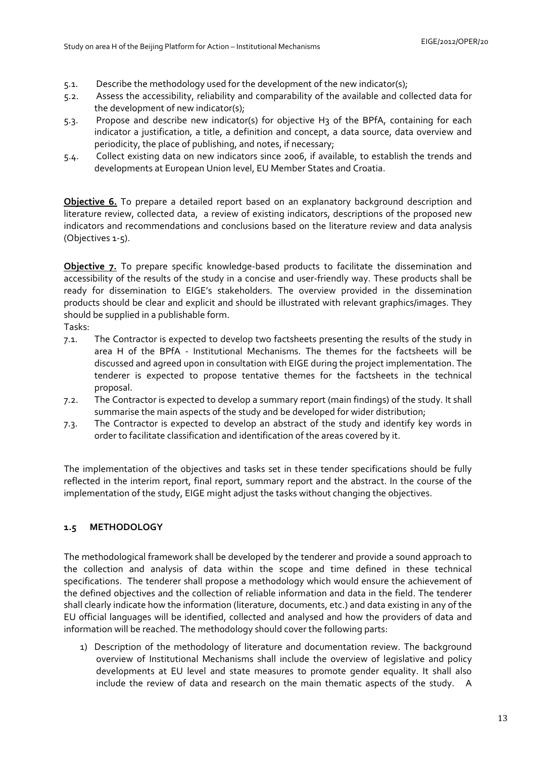5.1. Describe the methodology used for the development of the new indicator(s);

5.2. Assess the accessibility, reliability and comparability of the available and collected data for the development of new indicator(s);

5.3. Propose and describe new indicator(s) for objective H3 of the BPfA, containing for each indicator a justification, a title, a definition and concept, a data source, data overview and periodicity, the place of publishing, and notes, if necessary;

5.4. Collect existing data on new indicators since 2006, if available, to establish the trends and developments at European Union level, EU Member States and Croatia.

**Objective 6.** To prepare a detailed report based on an explanatory background description and literature review, collected data, a review of existing indicators, descriptions of the proposed new indicators and recommendations and conclusions based on the literature review and data analysis (Objectives 1-5).

**Objective 7.** To prepare specific knowledge-based products to facilitate the dissemination and accessibility of the results of the study in a concise and user-friendly way. These products shall be ready for dissemination to EIGE's stakeholders. The overview provided in the dissemination products should be clear and explicit and should be illustrated with relevant graphics/images. They should be supplied in a publishable form.

Tasks:

7.1. The Contractor is expected to develop two factsheets presenting the results of the study in area H of the BPfA - Institutional Mechanisms. The themes for the factsheets will be discussed and agreed upon in consultation with EIGE during the project implementation. The tenderer is expected to propose tentative themes for the factsheets in the technical proposal.

7.2. The Contractor is expected to develop a summary report (main findings) of the study. It shall summarise the main aspects of the study and be developed for wider distribution;

7.3. The Contractor is expected to develop an abstract of the study and identify key words in order to facilitate classification and identification of the areas covered by it.

The implementation of the objectives and tasks set in these tender specifications should be fully reflected in the interim report, final report, summary report and the abstract. In the course of the implementation of the study, EIGE might adjust the tasks without changing the objectives.

### 1.5 METHODOLOGY

The methodological framework shall be developed by the tenderer and provide a sound approach to the collection and analysis of data within the scope and time defined in these technical specifications. The tenderer shall propose a methodology which would ensure the achievement of the defined objectives and the collection of reliable information and data in the field. The tenderer shall clearly indicate how the information (literature, documents, etc.) and data existing in any of the EU official languages will be identified, collected and analysed and how the providers of data and information will be reached. The methodology should cover the following parts:

1) Description of the methodology of literature and documentation review. The background overview of Institutional Mechanisms shall include the overview of legislative and policy developments at EU level and state measures to promote gender equality. It shall also include the review of data and research on the main thematic aspects of the study. A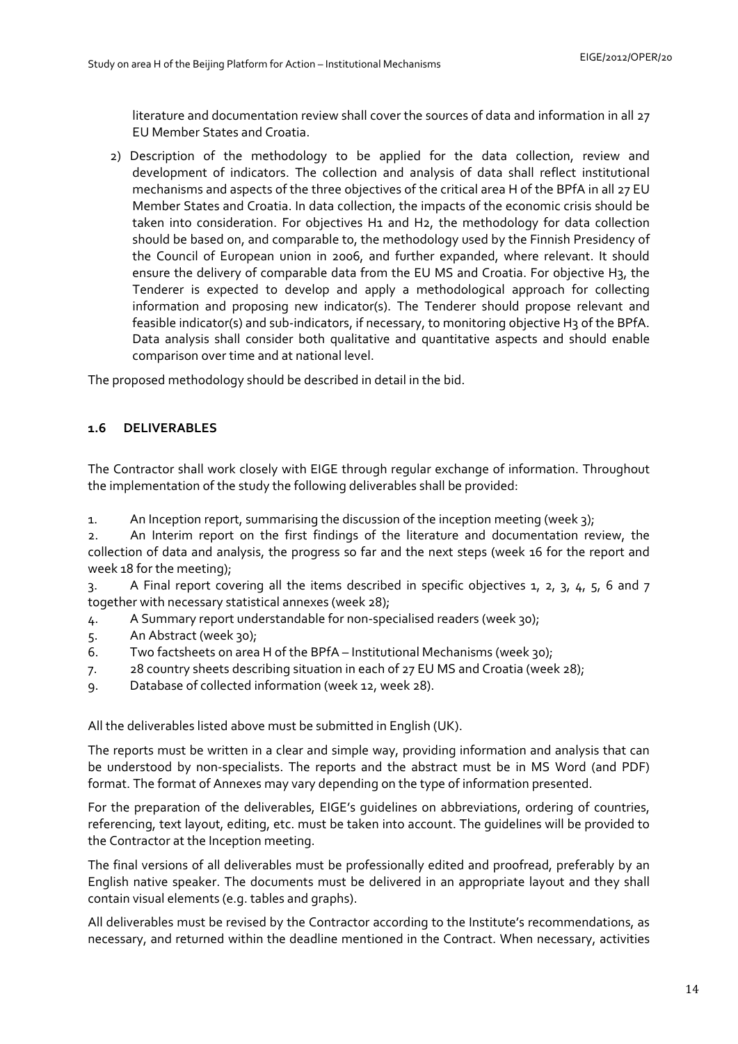literature and documentation review shall cover the sources of data and information in all 27 EU Member States and Croatia.

2) Description of the methodology to be applied for the data collection, review and development of indicators. The collection and analysis of data shall reflect institutional mechanisms and aspects of the three objectives of the critical area H of the BPfA in all 27 EU Member States and Croatia. In data collection, the impacts of the economic crisis should be taken into consideration. For objectives H1 and H2, the methodology for data collection should be based on, and comparable to, the methodology used by the Finnish Presidency of the Council of European union in 2006, and further expanded, where relevant. It should ensure the delivery of comparable data from the EU MS and Croatia. For objective H3, the Tenderer is expected to develop and apply a methodological approach for collecting information and proposing new indicator(s). The Tenderer should propose relevant and feasible indicator(s) and sub-indicators, if necessary, to monitoring objective H3 of the BPfA. Data analysis shall consider both qualitative and quantitative aspects and should enable comparison over time and at national level.

The proposed methodology should be described in detail in the bid.

### 1.6 DELIVERABLES

The Contractor shall work closely with EIGE through regular exchange of information. Throughout the implementation of the study the following deliverables shall be provided:

1. An Inception report, summarising the discussion of the inception meeting (week 3);
2. An Interim report on the first findings of the literature and documentation review, the collection of data and analysis, the progress so far and the next steps (week 16 for the report and week 18 for the meeting);
3. A Final report covering all the items described in specific objectives 1, 2, 3, 4, 5, 6 and 7 together with necessary statistical annexes (week 28);
4. A Summary report understandable for non-specialised readers (week 30);
5. An Abstract (week 30);
6. Two factsheets on area H of the BPfA – Institutional Mechanisms (week 30);
7. 28 country sheets describing situation in each of 27 EU MS and Croatia (week 28);
9. Database of collected information (week 12, week 28).

All the deliverables listed above must be submitted in English (UK).

The reports must be written in a clear and simple way, providing information and analysis that can be understood by non-specialists. The reports and the abstract must be in MS Word (and PDF) format. The format of Annexes may vary depending on the type of information presented.

For the preparation of the deliverables, EIGE's guidelines on abbreviations, ordering of countries, referencing, text layout, editing, etc. must be taken into account. The guidelines will be provided to the Contractor at the Inception meeting.

The final versions of all deliverables must be professionally edited and proofread, preferably by an English native speaker. The documents must be delivered in an appropriate layout and they shall contain visual elements (e.g. tables and graphs).

All deliverables must be revised by the Contractor according to the Institute's recommendations, as necessary, and returned within the deadline mentioned in the Contract. When necessary, activities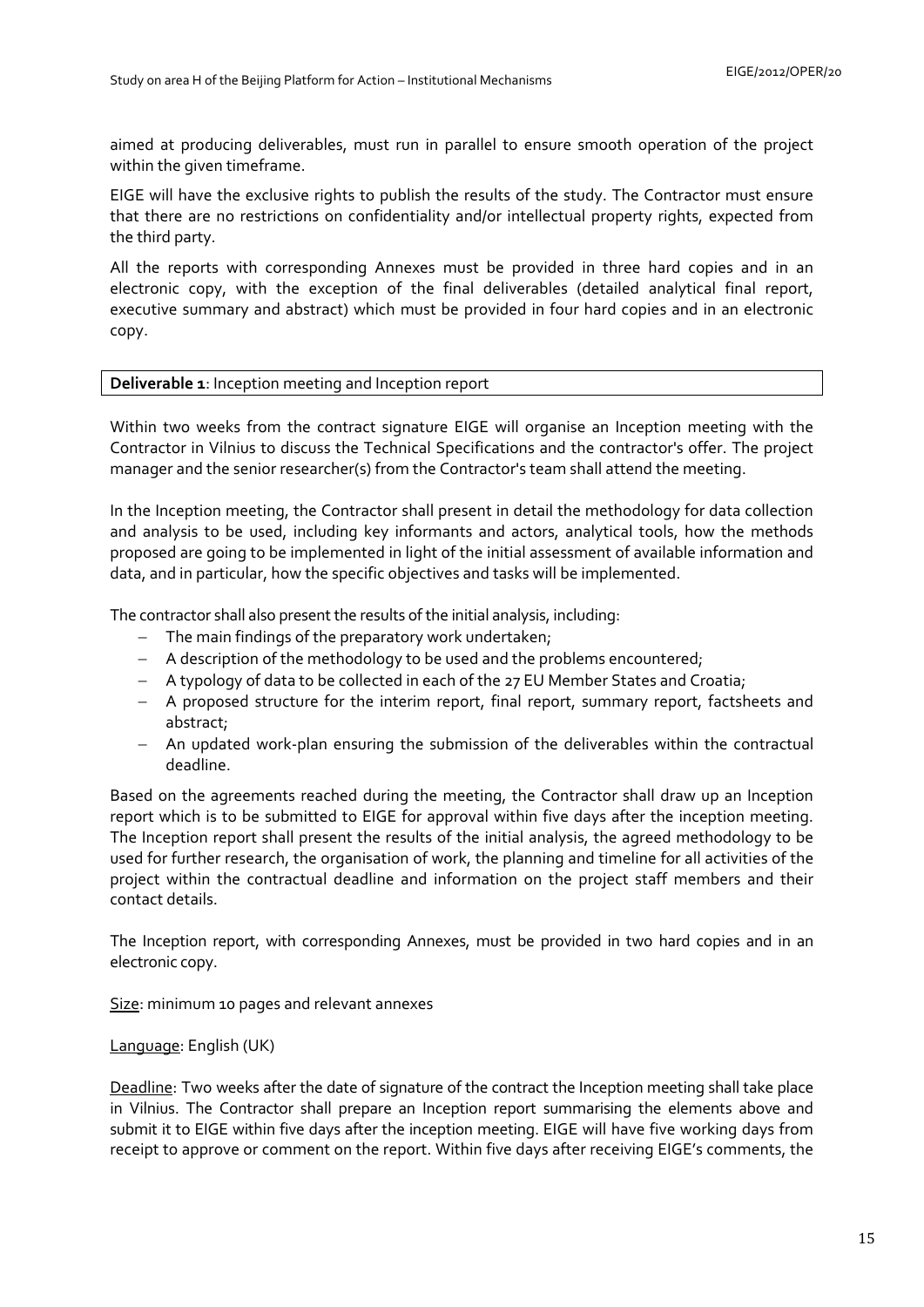aimed at producing deliverables, must run in parallel to ensure smooth operation of the project within the given timeframe.

EIGE will have the exclusive rights to publish the results of the study. The Contractor must ensure that there are no restrictions on confidentiality and/or intellectual property rights, expected from the third party.

All the reports with corresponding Annexes must be provided in three hard copies and in an electronic copy, with the exception of the final deliverables (detailed analytical final report, executive summary and abstract) which must be provided in four hard copies and in an electronic copy.

| **Deliverable 1**: Inception meeting and Inception report |
|---|

Within two weeks from the contract signature EIGE will organise an Inception meeting with the Contractor in Vilnius to discuss the Technical Specifications and the contractor's offer. The project manager and the senior researcher(s) from the Contractor's team shall attend the meeting.

In the Inception meeting, the Contractor shall present in detail the methodology for data collection and analysis to be used, including key informants and actors, analytical tools, how the methods proposed are going to be implemented in light of the initial assessment of available information and data, and in particular, how the specific objectives and tasks will be implemented.

The contractor shall also present the results of the initial analysis, including:

- The main findings of the preparatory work undertaken;
- A description of the methodology to be used and the problems encountered;
- A typology of data to be collected in each of the 27 EU Member States and Croatia;
- A proposed structure for the interim report, final report, summary report, factsheets and abstract;
- An updated work-plan ensuring the submission of the deliverables within the contractual deadline.

Based on the agreements reached during the meeting, the Contractor shall draw up an Inception report which is to be submitted to EIGE for approval within five days after the inception meeting. The Inception report shall present the results of the initial analysis, the agreed methodology to be used for further research, the organisation of work, the planning and timeline for all activities of the project within the contractual deadline and information on the project staff members and their contact details.

The Inception report, with corresponding Annexes, must be provided in two hard copies and in an electronic copy.

Size: minimum 10 pages and relevant annexes

Language: English (UK)

Deadline: Two weeks after the date of signature of the contract the Inception meeting shall take place in Vilnius. The Contractor shall prepare an Inception report summarising the elements above and submit it to EIGE within five days after the inception meeting. EIGE will have five working days from receipt to approve or comment on the report. Within five days after receiving EIGE's comments, the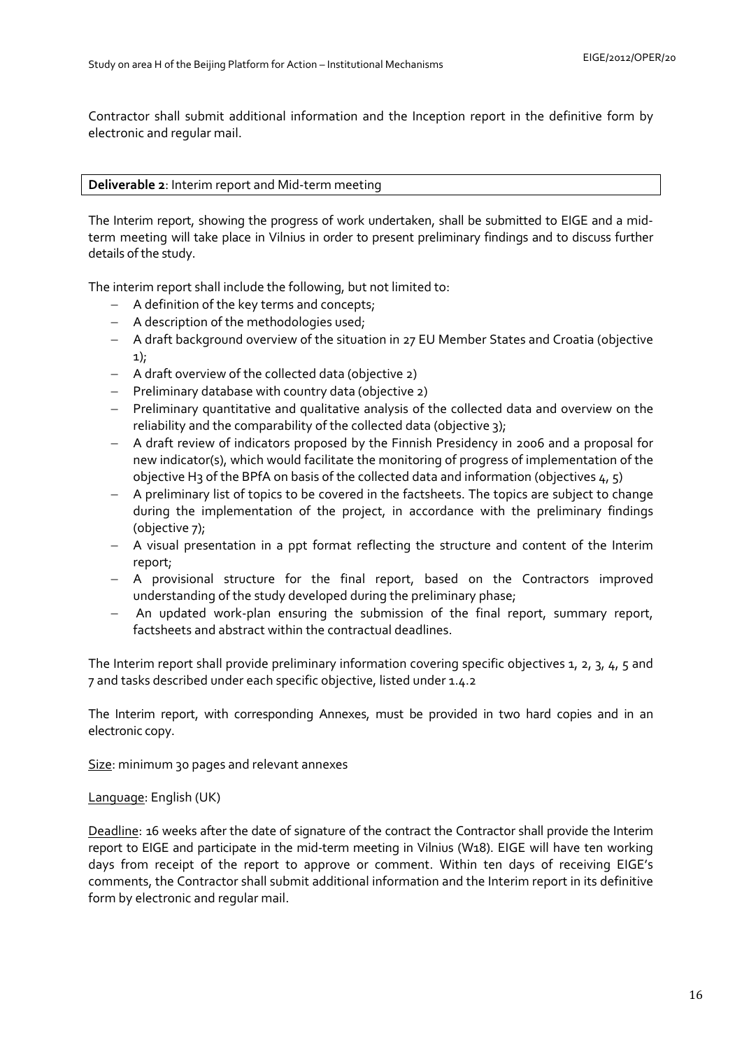Contractor shall submit additional information and the Inception report in the definitive form by electronic and regular mail.

**Deliverable 2**: Interim report and Mid-term meeting

The Interim report, showing the progress of work undertaken, shall be submitted to EIGE and a mid-term meeting will take place in Vilnius in order to present preliminary findings and to discuss further details of the study.

The interim report shall include the following, but not limited to:

- A definition of the key terms and concepts;
- A description of the methodologies used;
- A draft background overview of the situation in 27 EU Member States and Croatia (objective 1);
- A draft overview of the collected data (objective 2)
- Preliminary database with country data (objective 2)
- Preliminary quantitative and qualitative analysis of the collected data and overview on the reliability and the comparability of the collected data (objective 3);
- A draft review of indicators proposed by the Finnish Presidency in 2006 and a proposal for new indicator(s), which would facilitate the monitoring of progress of implementation of the objective H3 of the BPfA on basis of the collected data and information (objectives 4, 5)
- A preliminary list of topics to be covered in the factsheets. The topics are subject to change during the implementation of the project, in accordance with the preliminary findings (objective 7);
- A visual presentation in a ppt format reflecting the structure and content of the Interim report;
- A provisional structure for the final report, based on the Contractors improved understanding of the study developed during the preliminary phase;
- An updated work-plan ensuring the submission of the final report, summary report, factsheets and abstract within the contractual deadlines.

The Interim report shall provide preliminary information covering specific objectives 1, 2, 3, 4, 5 and 7 and tasks described under each specific objective, listed under 1.4.2

The Interim report, with corresponding Annexes, must be provided in two hard copies and in an electronic copy.

Size: minimum 30 pages and relevant annexes

Language: English (UK)

Deadline: 16 weeks after the date of signature of the contract the Contractor shall provide the Interim report to EIGE and participate in the mid-term meeting in Vilnius (W18). EIGE will have ten working days from receipt of the report to approve or comment. Within ten days of receiving EIGE's comments, the Contractor shall submit additional information and the Interim report in its definitive form by electronic and regular mail.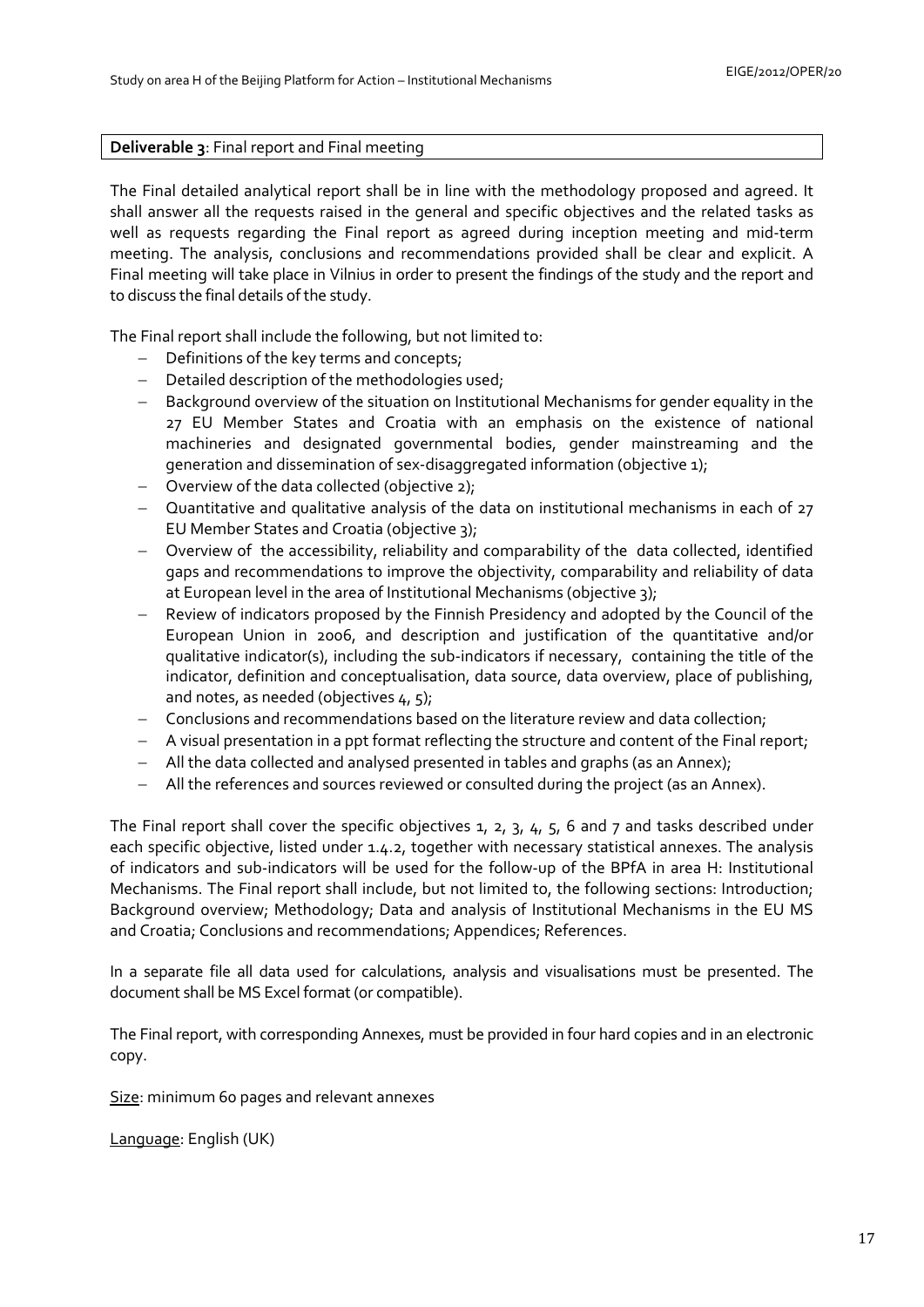**Deliverable 3**: Final report and Final meeting

The Final detailed analytical report shall be in line with the methodology proposed and agreed. It shall answer all the requests raised in the general and specific objectives and the related tasks as well as requests regarding the Final report as agreed during inception meeting and mid-term meeting. The analysis, conclusions and recommendations provided shall be clear and explicit. A Final meeting will take place in Vilnius in order to present the findings of the study and the report and to discuss the final details of the study.

The Final report shall include the following, but not limited to:

- Definitions of the key terms and concepts;
- Detailed description of the methodologies used;
- Background overview of the situation on Institutional Mechanisms for gender equality in the 27 EU Member States and Croatia with an emphasis on the existence of national machineries and designated governmental bodies, gender mainstreaming and the generation and dissemination of sex-disaggregated information (objective 1);
- Overview of the data collected (objective 2);
- Quantitative and qualitative analysis of the data on institutional mechanisms in each of 27 EU Member States and Croatia (objective 3);
- Overview of the accessibility, reliability and comparability of the data collected, identified gaps and recommendations to improve the objectivity, comparability and reliability of data at European level in the area of Institutional Mechanisms (objective 3);
- Review of indicators proposed by the Finnish Presidency and adopted by the Council of the European Union in 2006, and description and justification of the quantitative and/or qualitative indicator(s), including the sub-indicators if necessary, containing the title of the indicator, definition and conceptualisation, data source, data overview, place of publishing, and notes, as needed (objectives 4, 5);
- Conclusions and recommendations based on the literature review and data collection;
- A visual presentation in a ppt format reflecting the structure and content of the Final report;
- All the data collected and analysed presented in tables and graphs (as an Annex);
- All the references and sources reviewed or consulted during the project (as an Annex).

The Final report shall cover the specific objectives 1, 2, 3, 4, 5, 6 and 7 and tasks described under each specific objective, listed under 1.4.2, together with necessary statistical annexes. The analysis of indicators and sub-indicators will be used for the follow-up of the BPfA in area H: Institutional Mechanisms. The Final report shall include, but not limited to, the following sections: Introduction; Background overview; Methodology; Data and analysis of Institutional Mechanisms in the EU MS and Croatia; Conclusions and recommendations; Appendices; References.

In a separate file all data used for calculations, analysis and visualisations must be presented. The document shall be MS Excel format (or compatible).

The Final report, with corresponding Annexes, must be provided in four hard copies and in an electronic copy.

Size: minimum 60 pages and relevant annexes

Language: English (UK)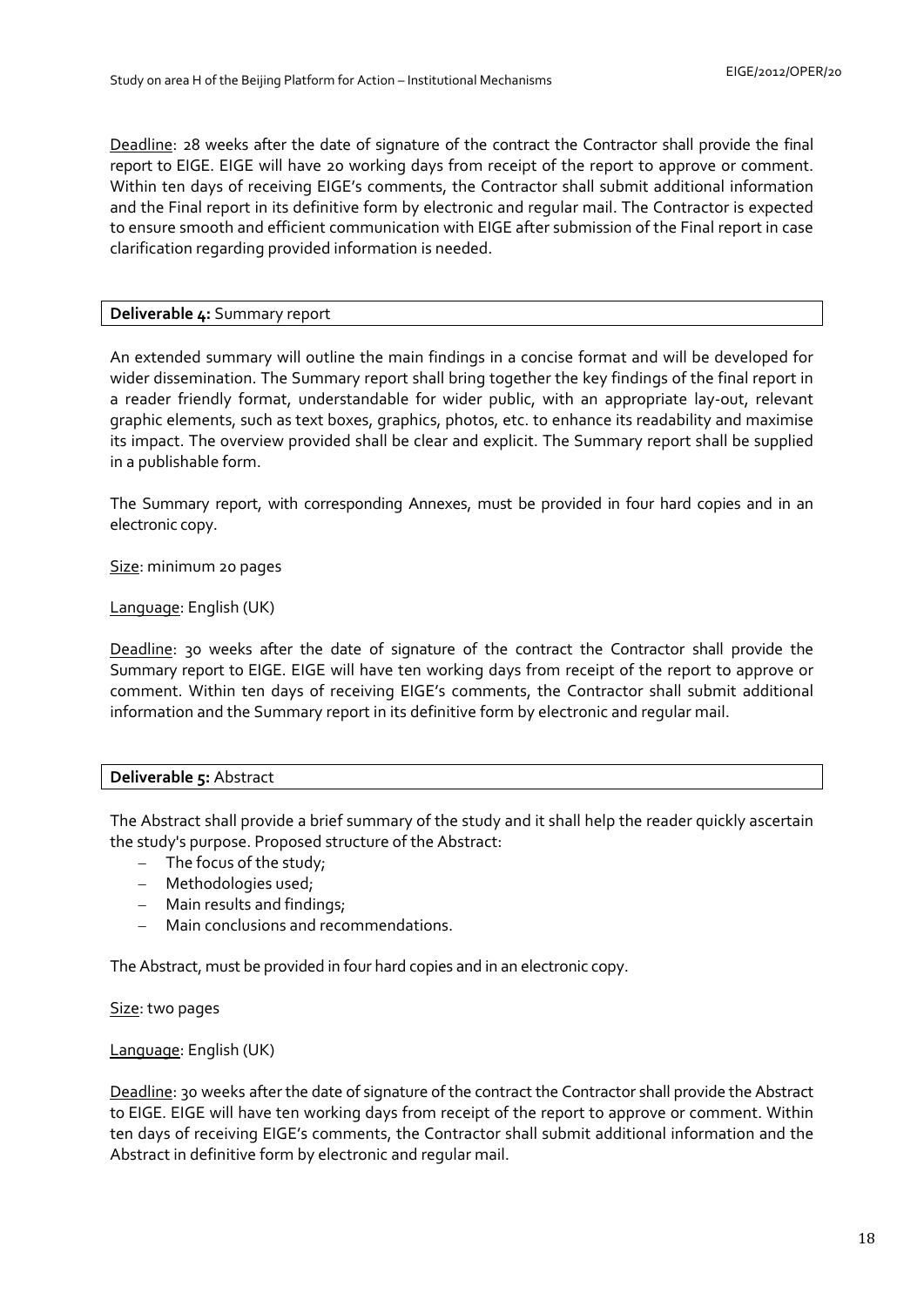Deadline: 28 weeks after the date of signature of the contract the Contractor shall provide the final report to EIGE. EIGE will have 20 working days from receipt of the report to approve or comment. Within ten days of receiving EIGE's comments, the Contractor shall submit additional information and the Final report in its definitive form by electronic and regular mail. The Contractor is expected to ensure smooth and efficient communication with EIGE after submission of the Final report in case clarification regarding provided information is needed.

| **Deliverable 4:** Summary report |
|---|

An extended summary will outline the main findings in a concise format and will be developed for wider dissemination. The Summary report shall bring together the key findings of the final report in a reader friendly format, understandable for wider public, with an appropriate lay-out, relevant graphic elements, such as text boxes, graphics, photos, etc. to enhance its readability and maximise its impact. The overview provided shall be clear and explicit. The Summary report shall be supplied in a publishable form.

The Summary report, with corresponding Annexes, must be provided in four hard copies and in an electronic copy.

Size: minimum 20 pages

Language: English (UK)

Deadline: 30 weeks after the date of signature of the contract the Contractor shall provide the Summary report to EIGE. EIGE will have ten working days from receipt of the report to approve or comment. Within ten days of receiving EIGE's comments, the Contractor shall submit additional information and the Summary report in its definitive form by electronic and regular mail.

| **Deliverable 5:** Abstract |
|---|

The Abstract shall provide a brief summary of the study and it shall help the reader quickly ascertain the study's purpose. Proposed structure of the Abstract:

- The focus of the study;
- Methodologies used;
- Main results and findings;
- Main conclusions and recommendations.

The Abstract, must be provided in four hard copies and in an electronic copy.

Size: two pages

Language: English (UK)

Deadline: 30 weeks after the date of signature of the contract the Contractor shall provide the Abstract to EIGE. EIGE will have ten working days from receipt of the report to approve or comment. Within ten days of receiving EIGE's comments, the Contractor shall submit additional information and the Abstract in definitive form by electronic and regular mail.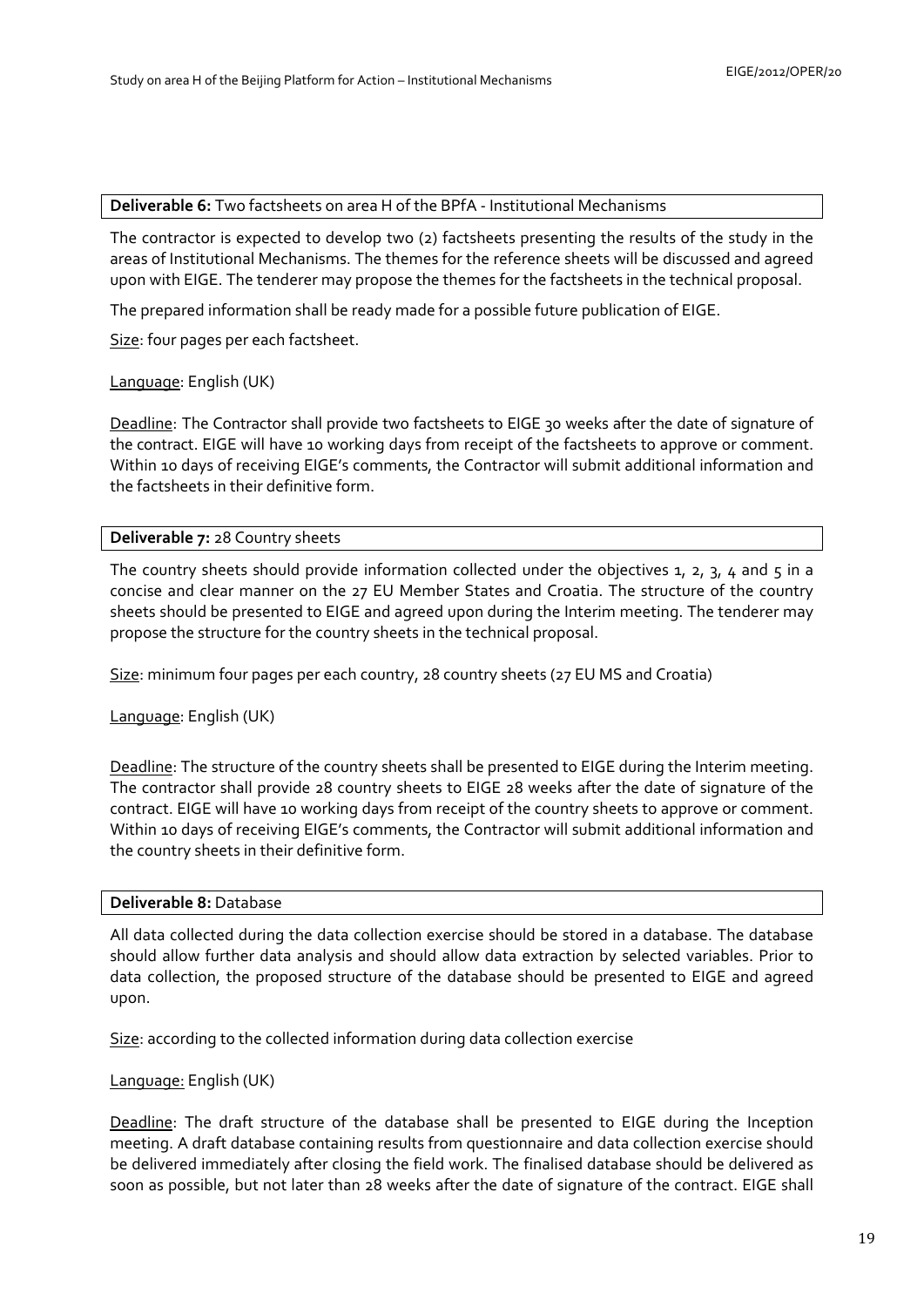**Deliverable 6:** Two factsheets on area H of the BPfA - Institutional Mechanisms

The contractor is expected to develop two (2) factsheets presenting the results of the study in the areas of Institutional Mechanisms. The themes for the reference sheets will be discussed and agreed upon with EIGE. The tenderer may propose the themes for the factsheets in the technical proposal.

The prepared information shall be ready made for a possible future publication of EIGE.

Size: four pages per each factsheet.

Language: English (UK)

Deadline: The Contractor shall provide two factsheets to EIGE 30 weeks after the date of signature of the contract. EIGE will have 10 working days from receipt of the factsheets to approve or comment. Within 10 days of receiving EIGE's comments, the Contractor will submit additional information and the factsheets in their definitive form.

**Deliverable 7:** 28 Country sheets

The country sheets should provide information collected under the objectives 1, 2, 3, 4 and 5 in a concise and clear manner on the 27 EU Member States and Croatia. The structure of the country sheets should be presented to EIGE and agreed upon during the Interim meeting. The tenderer may propose the structure for the country sheets in the technical proposal.

Size: minimum four pages per each country, 28 country sheets (27 EU MS and Croatia)

Language: English (UK)

Deadline: The structure of the country sheets shall be presented to EIGE during the Interim meeting. The contractor shall provide 28 country sheets to EIGE 28 weeks after the date of signature of the contract. EIGE will have 10 working days from receipt of the country sheets to approve or comment. Within 10 days of receiving EIGE's comments, the Contractor will submit additional information and the country sheets in their definitive form.

**Deliverable 8:** Database

All data collected during the data collection exercise should be stored in a database. The database should allow further data analysis and should allow data extraction by selected variables. Prior to data collection, the proposed structure of the database should be presented to EIGE and agreed upon.

Size: according to the collected information during data collection exercise

Language: English (UK)

Deadline: The draft structure of the database shall be presented to EIGE during the Inception meeting. A draft database containing results from questionnaire and data collection exercise should be delivered immediately after closing the field work. The finalised database should be delivered as soon as possible, but not later than 28 weeks after the date of signature of the contract. EIGE shall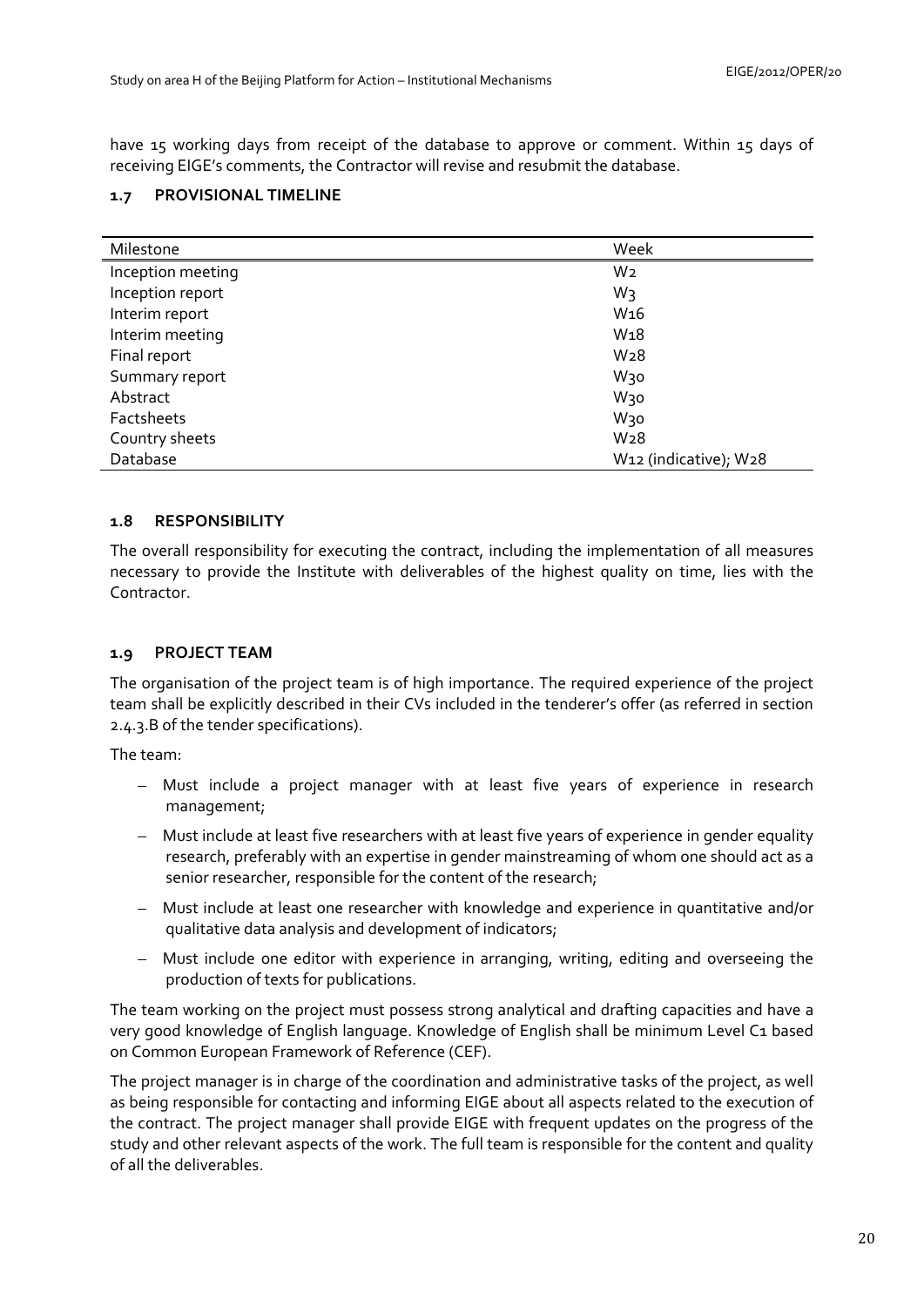have 15 working days from receipt of the database to approve or comment. Within 15 days of receiving EIGE's comments, the Contractor will revise and resubmit the database.

### 1.7 PROVISIONAL TIMELINE

| Milestone | Week |
|---|---|
| Inception meeting | W2 |
| Inception report | W3 |
| Interim report | W16 |
| Interim meeting | W18 |
| Final report | W28 |
| Summary report | W30 |
| Abstract | W30 |
| Factsheets | W30 |
| Country sheets | W28 |
| Database | W12 (indicative); W28 |

### 1.8 RESPONSIBILITY

The overall responsibility for executing the contract, including the implementation of all measures necessary to provide the Institute with deliverables of the highest quality on time, lies with the Contractor.

### 1.9 PROJECT TEAM

The organisation of the project team is of high importance. The required experience of the project team shall be explicitly described in their CVs included in the tenderer's offer (as referred in section 2.4.3.B of the tender specifications).

The team:

- Must include a project manager with at least five years of experience in research management;
- Must include at least five researchers with at least five years of experience in gender equality research, preferably with an expertise in gender mainstreaming of whom one should act as a senior researcher, responsible for the content of the research;
- Must include at least one researcher with knowledge and experience in quantitative and/or qualitative data analysis and development of indicators;
- Must include one editor with experience in arranging, writing, editing and overseeing the production of texts for publications.

The team working on the project must possess strong analytical and drafting capacities and have a very good knowledge of English language. Knowledge of English shall be minimum Level C1 based on Common European Framework of Reference (CEF).

The project manager is in charge of the coordination and administrative tasks of the project, as well as being responsible for contacting and informing EIGE about all aspects related to the execution of the contract. The project manager shall provide EIGE with frequent updates on the progress of the study and other relevant aspects of the work. The full team is responsible for the content and quality of all the deliverables.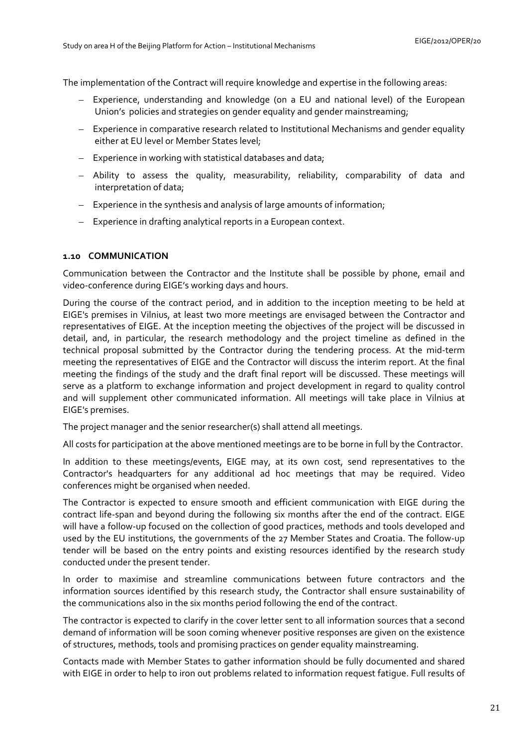The implementation of the Contract will require knowledge and expertise in the following areas:

- Experience, understanding and knowledge (on a EU and national level) of the European Union's policies and strategies on gender equality and gender mainstreaming;
- Experience in comparative research related to Institutional Mechanisms and gender equality either at EU level or Member States level;
- Experience in working with statistical databases and data;
- Ability to assess the quality, measurability, reliability, comparability of data and interpretation of data;
- Experience in the synthesis and analysis of large amounts of information;
- Experience in drafting analytical reports in a European context.

### 1.10 COMMUNICATION

Communication between the Contractor and the Institute shall be possible by phone, email and video-conference during EIGE's working days and hours.

During the course of the contract period, and in addition to the inception meeting to be held at EIGE's premises in Vilnius, at least two more meetings are envisaged between the Contractor and representatives of EIGE. At the inception meeting the objectives of the project will be discussed in detail, and, in particular, the research methodology and the project timeline as defined in the technical proposal submitted by the Contractor during the tendering process. At the mid-term meeting the representatives of EIGE and the Contractor will discuss the interim report. At the final meeting the findings of the study and the draft final report will be discussed. These meetings will serve as a platform to exchange information and project development in regard to quality control and will supplement other communicated information. All meetings will take place in Vilnius at EIGE's premises.

The project manager and the senior researcher(s) shall attend all meetings.

All costs for participation at the above mentioned meetings are to be borne in full by the Contractor.

In addition to these meetings/events, EIGE may, at its own cost, send representatives to the Contractor's headquarters for any additional ad hoc meetings that may be required. Video conferences might be organised when needed.

The Contractor is expected to ensure smooth and efficient communication with EIGE during the contract life-span and beyond during the following six months after the end of the contract. EIGE will have a follow-up focused on the collection of good practices, methods and tools developed and used by the EU institutions, the governments of the 27 Member States and Croatia. The follow-up tender will be based on the entry points and existing resources identified by the research study conducted under the present tender.

In order to maximise and streamline communications between future contractors and the information sources identified by this research study, the Contractor shall ensure sustainability of the communications also in the six months period following the end of the contract.

The contractor is expected to clarify in the cover letter sent to all information sources that a second demand of information will be soon coming whenever positive responses are given on the existence of structures, methods, tools and promising practices on gender equality mainstreaming.

Contacts made with Member States to gather information should be fully documented and shared with EIGE in order to help to iron out problems related to information request fatigue. Full results of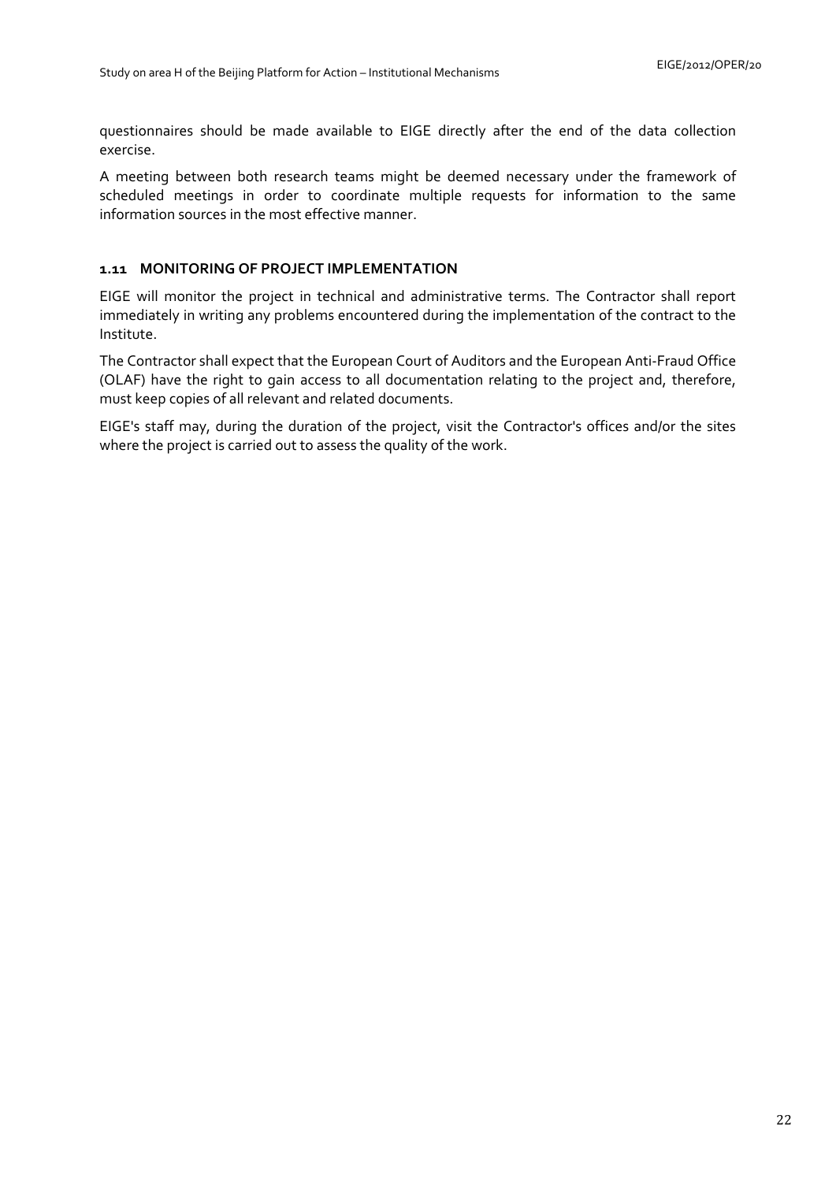questionnaires should be made available to EIGE directly after the end of the data collection exercise.

A meeting between both research teams might be deemed necessary under the framework of scheduled meetings in order to coordinate multiple requests for information to the same information sources in the most effective manner.

### 1.11 MONITORING OF PROJECT IMPLEMENTATION

EIGE will monitor the project in technical and administrative terms. The Contractor shall report immediately in writing any problems encountered during the implementation of the contract to the Institute.

The Contractor shall expect that the European Court of Auditors and the European Anti-Fraud Office (OLAF) have the right to gain access to all documentation relating to the project and, therefore, must keep copies of all relevant and related documents.

EIGE's staff may, during the duration of the project, visit the Contractor's offices and/or the sites where the project is carried out to assess the quality of the work.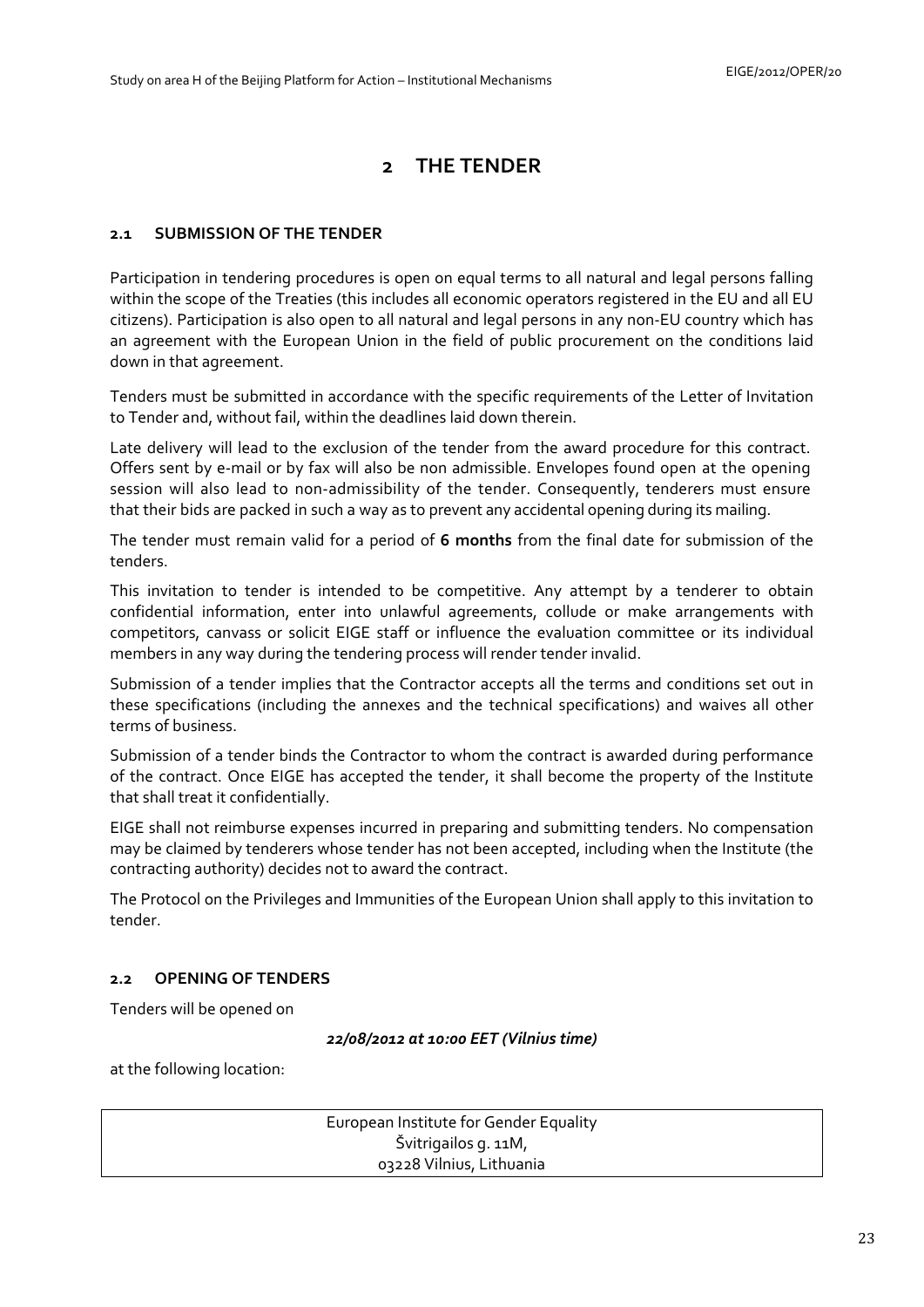# 2 THE TENDER

## 2.1 SUBMISSION OF THE TENDER

Participation in tendering procedures is open on equal terms to all natural and legal persons falling within the scope of the Treaties (this includes all economic operators registered in the EU and all EU citizens). Participation is also open to all natural and legal persons in any non-EU country which has an agreement with the European Union in the field of public procurement on the conditions laid down in that agreement.

Tenders must be submitted in accordance with the specific requirements of the Letter of Invitation to Tender and, without fail, within the deadlines laid down therein.

Late delivery will lead to the exclusion of the tender from the award procedure for this contract. Offers sent by e-mail or by fax will also be non admissible. Envelopes found open at the opening session will also lead to non-admissibility of the tender. Consequently, tenderers must ensure that their bids are packed in such a way as to prevent any accidental opening during its mailing.

The tender must remain valid for a period of **6 months** from the final date for submission of the tenders.

This invitation to tender is intended to be competitive. Any attempt by a tenderer to obtain confidential information, enter into unlawful agreements, collude or make arrangements with competitors, canvass or solicit EIGE staff or influence the evaluation committee or its individual members in any way during the tendering process will render tender invalid.

Submission of a tender implies that the Contractor accepts all the terms and conditions set out in these specifications (including the annexes and the technical specifications) and waives all other terms of business.

Submission of a tender binds the Contractor to whom the contract is awarded during performance of the contract. Once EIGE has accepted the tender, it shall become the property of the Institute that shall treat it confidentially.

EIGE shall not reimburse expenses incurred in preparing and submitting tenders. No compensation may be claimed by tenderers whose tender has not been accepted, including when the Institute (the contracting authority) decides not to award the contract.

The Protocol on the Privileges and Immunities of the European Union shall apply to this invitation to tender.

## 2.2 OPENING OF TENDERS

Tenders will be opened on

***22/08/2012 at 10:00 EET (Vilnius time)***

at the following location:

| European Institute for Gender Equality<br>Švitrigailos g. 11M,<br>03228 Vilnius, Lithuania |
|---|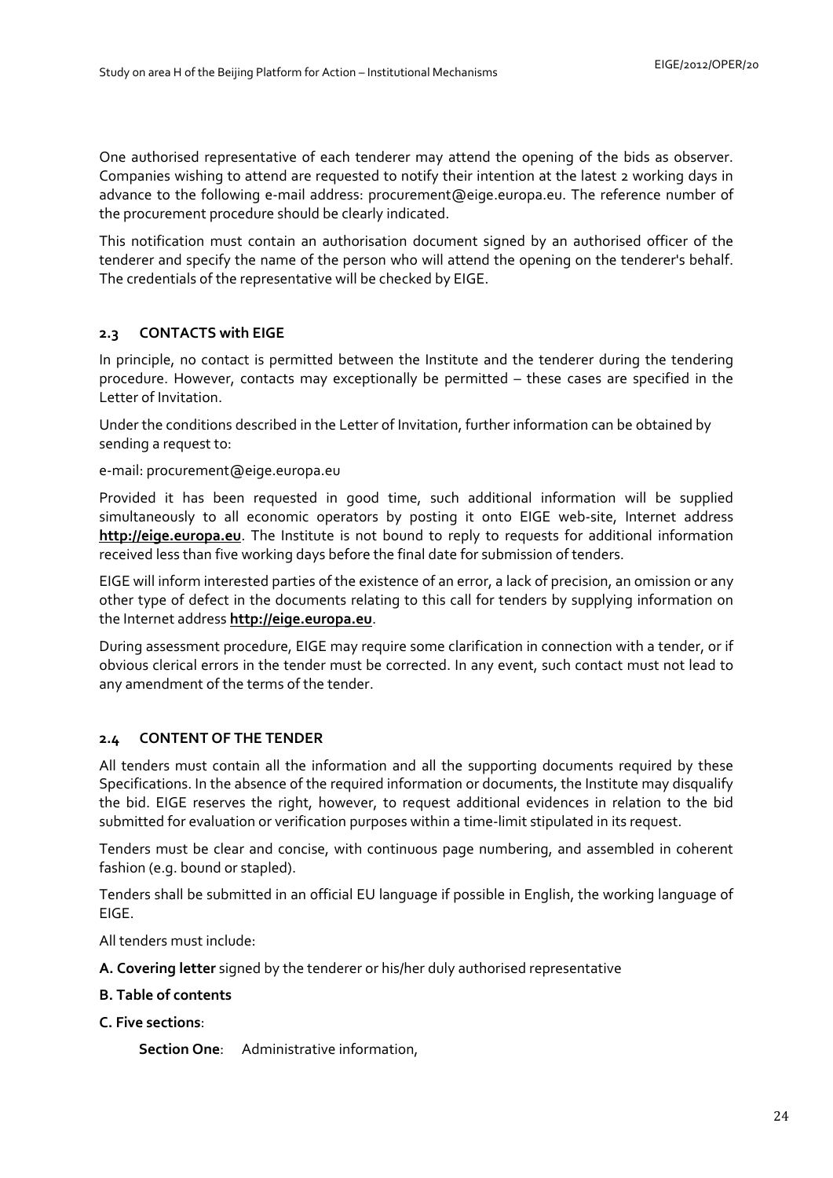One authorised representative of each tenderer may attend the opening of the bids as observer. Companies wishing to attend are requested to notify their intention at the latest 2 working days in advance to the following e-mail address: procurement@eige.europa.eu. The reference number of the procurement procedure should be clearly indicated.

This notification must contain an authorisation document signed by an authorised officer of the tenderer and specify the name of the person who will attend the opening on the tenderer's behalf. The credentials of the representative will be checked by EIGE.

### 2.3 CONTACTS with EIGE

In principle, no contact is permitted between the Institute and the tenderer during the tendering procedure. However, contacts may exceptionally be permitted – these cases are specified in the Letter of Invitation.

Under the conditions described in the Letter of Invitation, further information can be obtained by sending a request to:

e-mail: procurement@eige.europa.eu

Provided it has been requested in good time, such additional information will be supplied simultaneously to all economic operators by posting it onto EIGE web-site, Internet address **http://eige.europa.eu**. The Institute is not bound to reply to requests for additional information received less than five working days before the final date for submission of tenders.

EIGE will inform interested parties of the existence of an error, a lack of precision, an omission or any other type of defect in the documents relating to this call for tenders by supplying information on the Internet address **http://eige.europa.eu**.

During assessment procedure, EIGE may require some clarification in connection with a tender, or if obvious clerical errors in the tender must be corrected. In any event, such contact must not lead to any amendment of the terms of the tender.

### 2.4 CONTENT OF THE TENDER

All tenders must contain all the information and all the supporting documents required by these Specifications. In the absence of the required information or documents, the Institute may disqualify the bid. EIGE reserves the right, however, to request additional evidences in relation to the bid submitted for evaluation or verification purposes within a time-limit stipulated in its request.

Tenders must be clear and concise, with continuous page numbering, and assembled in coherent fashion (e.g. bound or stapled).

Tenders shall be submitted in an official EU language if possible in English, the working language of EIGE.

All tenders must include:

**A. Covering letter** signed by the tenderer or his/her duly authorised representative

**B. Table of contents**

**C. Five sections**:

**Section One**: Administrative information,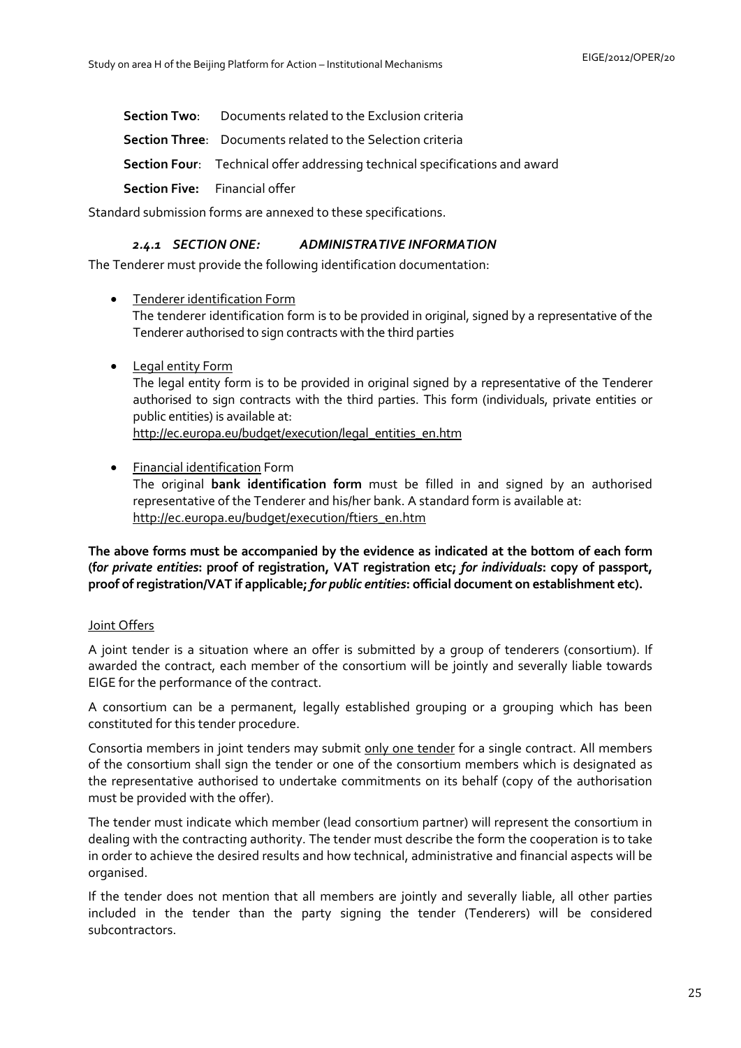**Section Two**: Documents related to the Exclusion criteria

**Section Three**: Documents related to the Selection criteria

**Section Four**: Technical offer addressing technical specifications and award

**Section Five:** Financial offer

Standard submission forms are annexed to these specifications.

### *2.4.1 SECTION ONE: ADMINISTRATIVE INFORMATION*

The Tenderer must provide the following identification documentation:

- Tenderer identification Form
  The tenderer identification form is to be provided in original, signed by a representative of the Tenderer authorised to sign contracts with the third parties
- Legal entity Form
  The legal entity form is to be provided in original signed by a representative of the Tenderer authorised to sign contracts with the third parties. This form (individuals, private entities or public entities) is available at:
  http://ec.europa.eu/budget/execution/legal_entities_en.htm
- Financial identification Form
  The original **bank identification form** must be filled in and signed by an authorised representative of the Tenderer and his/her bank. A standard form is available at:
  http://ec.europa.eu/budget/execution/ftiers_en.htm

**The above forms must be accompanied by the evidence as indicated at the bottom of each form (*for private entities*: proof of registration, VAT registration etc; *for individuals*: copy of passport, proof of registration/VAT if applicable; *for public entities*: official document on establishment etc).**

Joint Offers

A joint tender is a situation where an offer is submitted by a group of tenderers (consortium). If awarded the contract, each member of the consortium will be jointly and severally liable towards EIGE for the performance of the contract.

A consortium can be a permanent, legally established grouping or a grouping which has been constituted for this tender procedure.

Consortia members in joint tenders may submit only one tender for a single contract. All members of the consortium shall sign the tender or one of the consortium members which is designated as the representative authorised to undertake commitments on its behalf (copy of the authorisation must be provided with the offer).

The tender must indicate which member (lead consortium partner) will represent the consortium in dealing with the contracting authority. The tender must describe the form the cooperation is to take in order to achieve the desired results and how technical, administrative and financial aspects will be organised.

If the tender does not mention that all members are jointly and severally liable, all other parties included in the tender than the party signing the tender (Tenderers) will be considered subcontractors.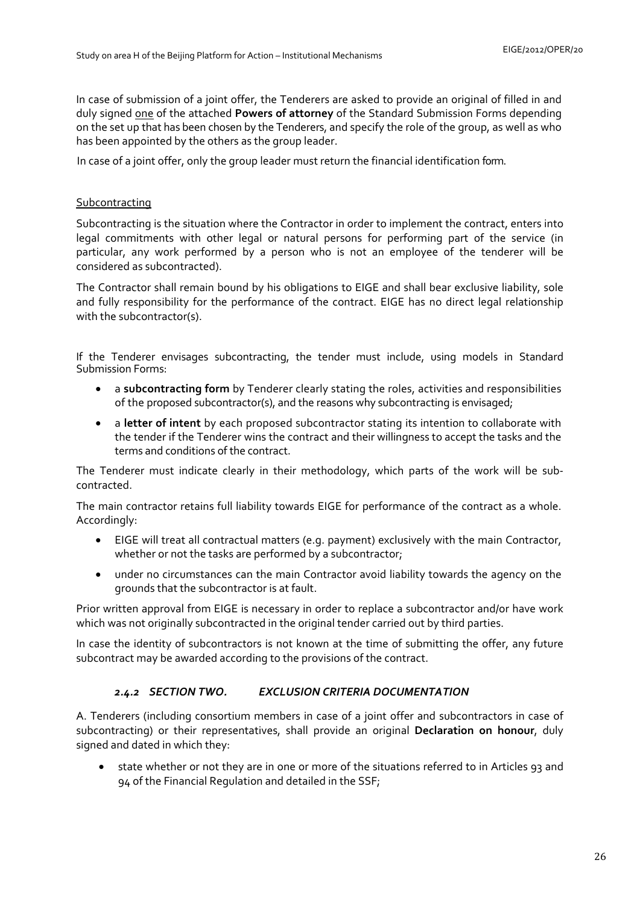In case of submission of a joint offer, the Tenderers are asked to provide an original of filled in and duly signed one of the attached **Powers of attorney** of the Standard Submission Forms depending on the set up that has been chosen by the Tenderers, and specify the role of the group, as well as who has been appointed by the others as the group leader.

In case of a joint offer, only the group leader must return the financial identification form.

Subcontracting

Subcontracting is the situation where the Contractor in order to implement the contract, enters into legal commitments with other legal or natural persons for performing part of the service (in particular, any work performed by a person who is not an employee of the tenderer will be considered as subcontracted).

The Contractor shall remain bound by his obligations to EIGE and shall bear exclusive liability, sole and fully responsibility for the performance of the contract. EIGE has no direct legal relationship with the subcontractor(s).

If the Tenderer envisages subcontracting, the tender must include, using models in Standard Submission Forms:

- a **subcontracting form** by Tenderer clearly stating the roles, activities and responsibilities of the proposed subcontractor(s), and the reasons why subcontracting is envisaged;
- a **letter of intent** by each proposed subcontractor stating its intention to collaborate with the tender if the Tenderer wins the contract and their willingness to accept the tasks and the terms and conditions of the contract.

The Tenderer must indicate clearly in their methodology, which parts of the work will be sub-contracted.

The main contractor retains full liability towards EIGE for performance of the contract as a whole. Accordingly:

- EIGE will treat all contractual matters (e.g. payment) exclusively with the main Contractor, whether or not the tasks are performed by a subcontractor;
- under no circumstances can the main Contractor avoid liability towards the agency on the grounds that the subcontractor is at fault.

Prior written approval from EIGE is necessary in order to replace a subcontractor and/or have work which was not originally subcontracted in the original tender carried out by third parties.

In case the identity of subcontractors is not known at the time of submitting the offer, any future subcontract may be awarded according to the provisions of the contract.

### *2.4.2 SECTION TWO. EXCLUSION CRITERIA DOCUMENTATION*

A. Tenderers (including consortium members in case of a joint offer and subcontractors in case of subcontracting) or their representatives, shall provide an original **Declaration on honour**, duly signed and dated in which they:

- state whether or not they are in one or more of the situations referred to in Articles 93 and 94 of the Financial Regulation and detailed in the SSF;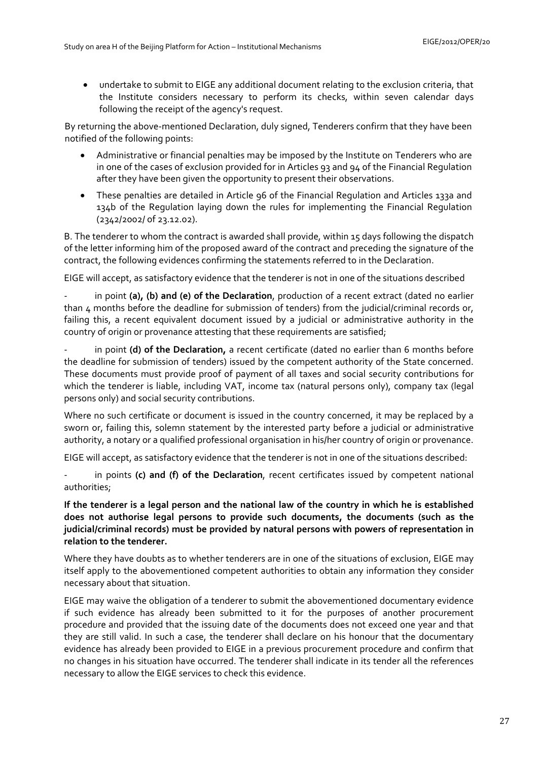- undertake to submit to EIGE any additional document relating to the exclusion criteria, that the Institute considers necessary to perform its checks, within seven calendar days following the receipt of the agency's request.

By returning the above-mentioned Declaration, duly signed, Tenderers confirm that they have been notified of the following points:

- Administrative or financial penalties may be imposed by the Institute on Tenderers who are in one of the cases of exclusion provided for in Articles 93 and 94 of the Financial Regulation after they have been given the opportunity to present their observations.
- These penalties are detailed in Article 96 of the Financial Regulation and Articles 133a and 134b of the Regulation laying down the rules for implementing the Financial Regulation (2342/2002/ of 23.12.02).

B. The tenderer to whom the contract is awarded shall provide, within 15 days following the dispatch of the letter informing him of the proposed award of the contract and preceding the signature of the contract, the following evidences confirming the statements referred to in the Declaration.

EIGE will accept, as satisfactory evidence that the tenderer is not in one of the situations described

- in point **(a), (b) and (e) of the Declaration**, production of a recent extract (dated no earlier than 4 months before the deadline for submission of tenders) from the judicial/criminal records or, failing this, a recent equivalent document issued by a judicial or administrative authority in the country of origin or provenance attesting that these requirements are satisfied;

- in point **(d) of the Declaration,** a recent certificate (dated no earlier than 6 months before the deadline for submission of tenders) issued by the competent authority of the State concerned. These documents must provide proof of payment of all taxes and social security contributions for which the tenderer is liable, including VAT, income tax (natural persons only), company tax (legal persons only) and social security contributions.

Where no such certificate or document is issued in the country concerned, it may be replaced by a sworn or, failing this, solemn statement by the interested party before a judicial or administrative authority, a notary or a qualified professional organisation in his/her country of origin or provenance.

EIGE will accept, as satisfactory evidence that the tenderer is not in one of the situations described:

- in points **(c) and (f) of the Declaration**, recent certificates issued by competent national authorities;

**If the tenderer is a legal person and the national law of the country in which he is established does not authorise legal persons to provide such documents, the documents (such as the judicial/criminal records) must be provided by natural persons with powers of representation in relation to the tenderer.**

Where they have doubts as to whether tenderers are in one of the situations of exclusion, EIGE may itself apply to the abovementioned competent authorities to obtain any information they consider necessary about that situation.

EIGE may waive the obligation of a tenderer to submit the abovementioned documentary evidence if such evidence has already been submitted to it for the purposes of another procurement procedure and provided that the issuing date of the documents does not exceed one year and that they are still valid. In such a case, the tenderer shall declare on his honour that the documentary evidence has already been provided to EIGE in a previous procurement procedure and confirm that no changes in his situation have occurred. The tenderer shall indicate in its tender all the references necessary to allow the EIGE services to check this evidence.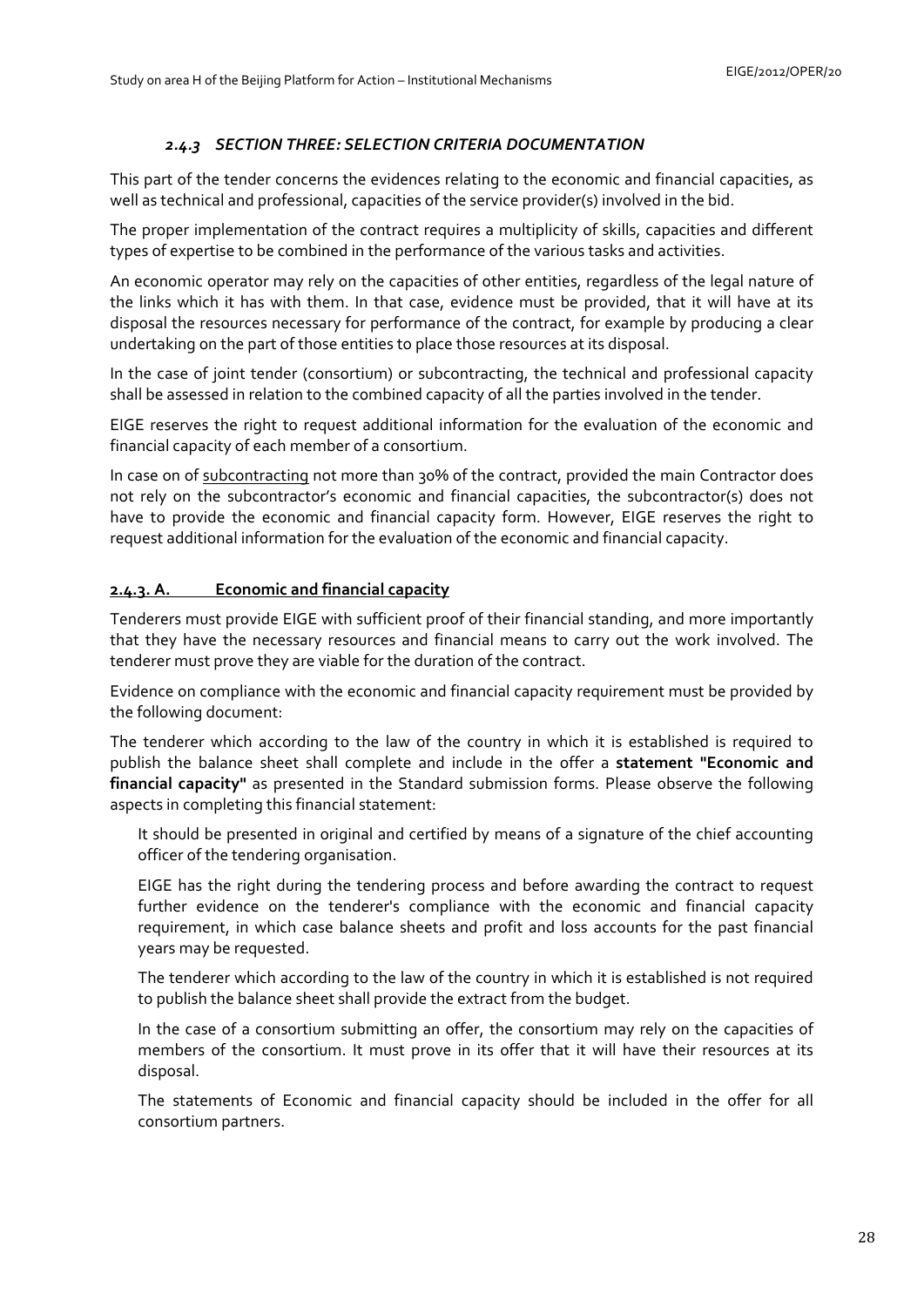### *2.4.3 SECTION THREE: SELECTION CRITERIA DOCUMENTATION*

This part of the tender concerns the evidences relating to the economic and financial capacities, as well as technical and professional, capacities of the service provider(s) involved in the bid.

The proper implementation of the contract requires a multiplicity of skills, capacities and different types of expertise to be combined in the performance of the various tasks and activities.

An economic operator may rely on the capacities of other entities, regardless of the legal nature of the links which it has with them. In that case, evidence must be provided, that it will have at its disposal the resources necessary for performance of the contract, for example by producing a clear undertaking on the part of those entities to place those resources at its disposal.

In the case of joint tender (consortium) or subcontracting, the technical and professional capacity shall be assessed in relation to the combined capacity of all the parties involved in the tender.

EIGE reserves the right to request additional information for the evaluation of the economic and financial capacity of each member of a consortium.

In case on of <u>subcontracting</u> not more than 30% of the contract, provided the main Contractor does not rely on the subcontractor's economic and financial capacities, the subcontractor(s) does not have to provide the economic and financial capacity form. However, EIGE reserves the right to request additional information for the evaluation of the economic and financial capacity.

#### 2.4.3. A. Economic and financial capacity

Tenderers must provide EIGE with sufficient proof of their financial standing, and more importantly that they have the necessary resources and financial means to carry out the work involved. The tenderer must prove they are viable for the duration of the contract.

Evidence on compliance with the economic and financial capacity requirement must be provided by the following document:

The tenderer which according to the law of the country in which it is established is required to publish the balance sheet shall complete and include in the offer a **statement "Economic and financial capacity"** as presented in the Standard submission forms. Please observe the following aspects in completing this financial statement:

It should be presented in original and certified by means of a signature of the chief accounting officer of the tendering organisation.

EIGE has the right during the tendering process and before awarding the contract to request further evidence on the tenderer's compliance with the economic and financial capacity requirement, in which case balance sheets and profit and loss accounts for the past financial years may be requested.

The tenderer which according to the law of the country in which it is established is not required to publish the balance sheet shall provide the extract from the budget.

In the case of a consortium submitting an offer, the consortium may rely on the capacities of members of the consortium. It must prove in its offer that it will have their resources at its disposal.

The statements of Economic and financial capacity should be included in the offer for all consortium partners.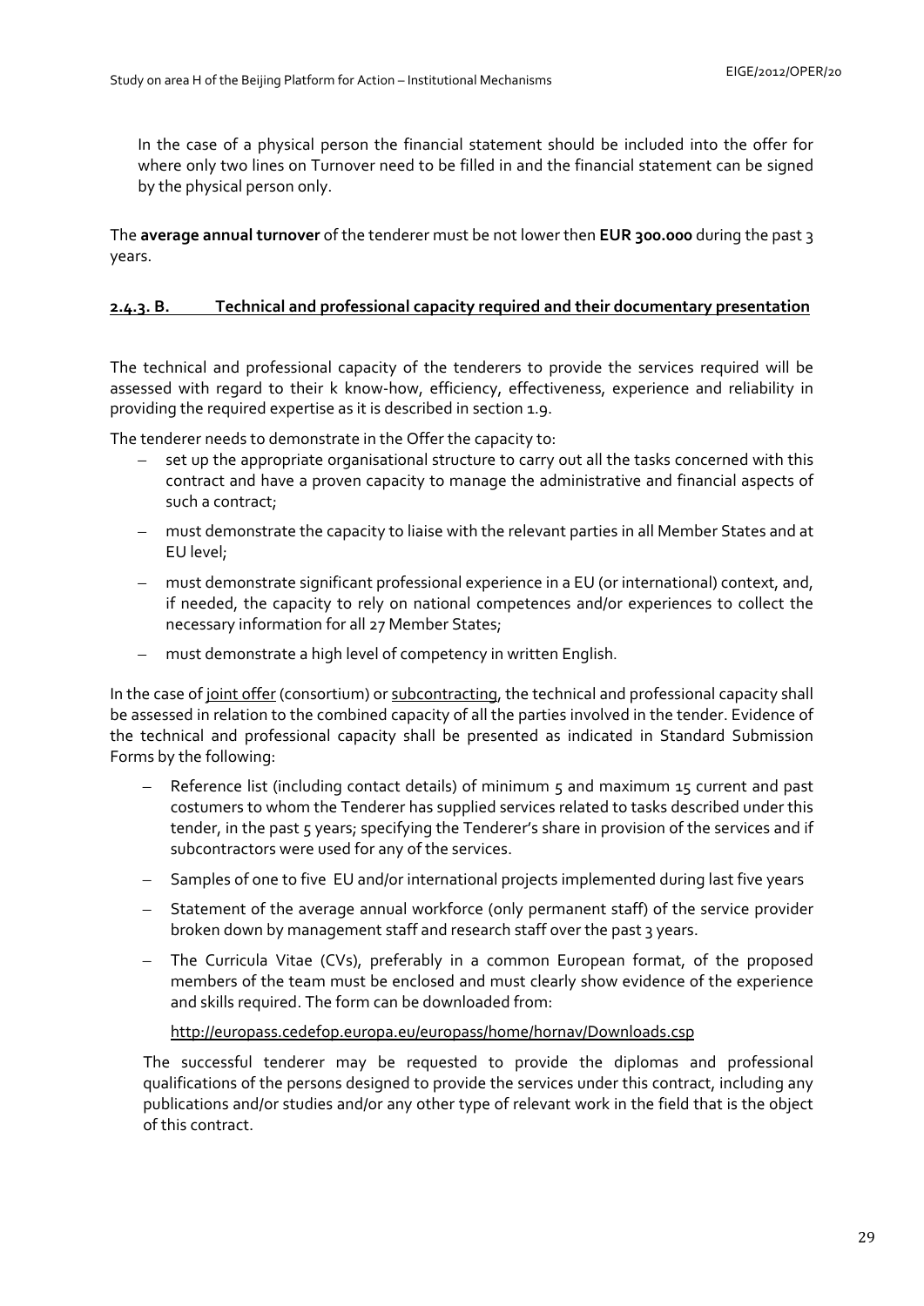In the case of a physical person the financial statement should be included into the offer for where only two lines on Turnover need to be filled in and the financial statement can be signed by the physical person only.

The **average annual turnover** of the tenderer must be not lower then **EUR 300.000** during the past 3 years.

### 2.4.3. B. Technical and professional capacity required and their documentary presentation

The technical and professional capacity of the tenderers to provide the services required will be assessed with regard to their k know-how, efficiency, effectiveness, experience and reliability in providing the required expertise as it is described in section 1.9.

The tenderer needs to demonstrate in the Offer the capacity to:

- set up the appropriate organisational structure to carry out all the tasks concerned with this contract and have a proven capacity to manage the administrative and financial aspects of such a contract;
- must demonstrate the capacity to liaise with the relevant parties in all Member States and at EU level;
- must demonstrate significant professional experience in a EU (or international) context, and, if needed, the capacity to rely on national competences and/or experiences to collect the necessary information for all 27 Member States;
- must demonstrate a high level of competency in written English.

In the case of joint offer (consortium) or subcontracting, the technical and professional capacity shall be assessed in relation to the combined capacity of all the parties involved in the tender. Evidence of the technical and professional capacity shall be presented as indicated in Standard Submission Forms by the following:

- Reference list (including contact details) of minimum 5 and maximum 15 current and past costumers to whom the Tenderer has supplied services related to tasks described under this tender, in the past 5 years; specifying the Tenderer's share in provision of the services and if subcontractors were used for any of the services.
- Samples of one to five EU and/or international projects implemented during last five years
- Statement of the average annual workforce (only permanent staff) of the service provider broken down by management staff and research staff over the past 3 years.
- The Curricula Vitae (CVs), preferably in a common European format, of the proposed members of the team must be enclosed and must clearly show evidence of the experience and skills required. The form can be downloaded from:

  http://europass.cedefop.europa.eu/europass/home/hornav/Downloads.csp

The successful tenderer may be requested to provide the diplomas and professional qualifications of the persons designed to provide the services under this contract, including any publications and/or studies and/or any other type of relevant work in the field that is the object of this contract.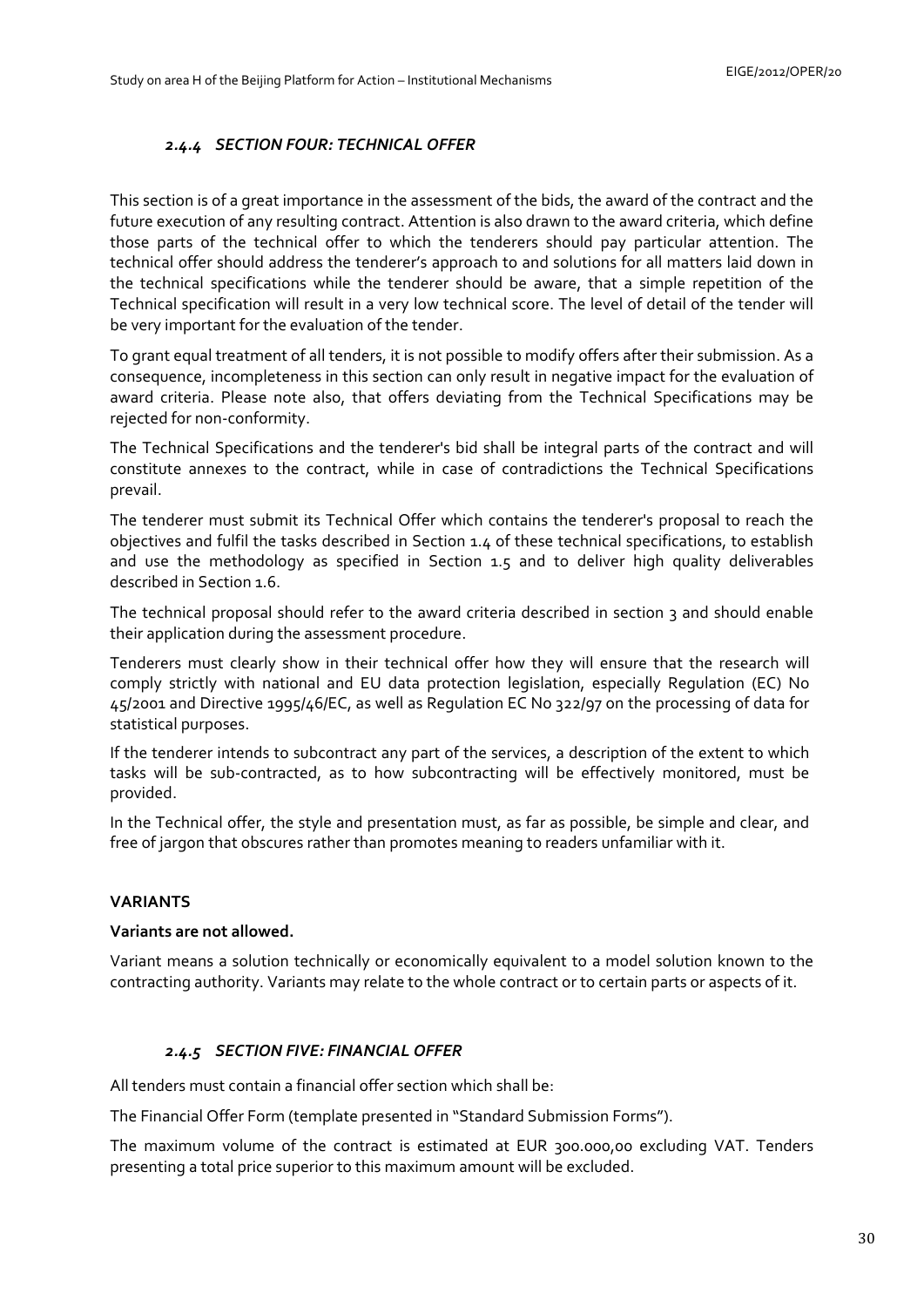### *2.4.4 SECTION FOUR: TECHNICAL OFFER*

This section is of a great importance in the assessment of the bids, the award of the contract and the future execution of any resulting contract. Attention is also drawn to the award criteria, which define those parts of the technical offer to which the tenderers should pay particular attention. The technical offer should address the tenderer's approach to and solutions for all matters laid down in the technical specifications while the tenderer should be aware, that a simple repetition of the Technical specification will result in a very low technical score. The level of detail of the tender will be very important for the evaluation of the tender.

To grant equal treatment of all tenders, it is not possible to modify offers after their submission. As a consequence, incompleteness in this section can only result in negative impact for the evaluation of award criteria. Please note also, that offers deviating from the Technical Specifications may be rejected for non-conformity.

The Technical Specifications and the tenderer's bid shall be integral parts of the contract and will constitute annexes to the contract, while in case of contradictions the Technical Specifications prevail.

The tenderer must submit its Technical Offer which contains the tenderer's proposal to reach the objectives and fulfil the tasks described in Section 1.4 of these technical specifications, to establish and use the methodology as specified in Section 1.5 and to deliver high quality deliverables described in Section 1.6.

The technical proposal should refer to the award criteria described in section 3 and should enable their application during the assessment procedure.

Tenderers must clearly show in their technical offer how they will ensure that the research will comply strictly with national and EU data protection legislation, especially Regulation (EC) No 45/2001 and Directive 1995/46/EC, as well as Regulation EC No 322/97 on the processing of data for statistical purposes.

If the tenderer intends to subcontract any part of the services, a description of the extent to which tasks will be sub-contracted, as to how subcontracting will be effectively monitored, must be provided.

In the Technical offer, the style and presentation must, as far as possible, be simple and clear, and free of jargon that obscures rather than promotes meaning to readers unfamiliar with it.

**VARIANTS**

**Variants are not allowed.**

Variant means a solution technically or economically equivalent to a model solution known to the contracting authority. Variants may relate to the whole contract or to certain parts or aspects of it.

### *2.4.5 SECTION FIVE: FINANCIAL OFFER*

All tenders must contain a financial offer section which shall be:

The Financial Offer Form (template presented in "Standard Submission Forms").

The maximum volume of the contract is estimated at EUR 300.000,00 excluding VAT. Tenders presenting a total price superior to this maximum amount will be excluded.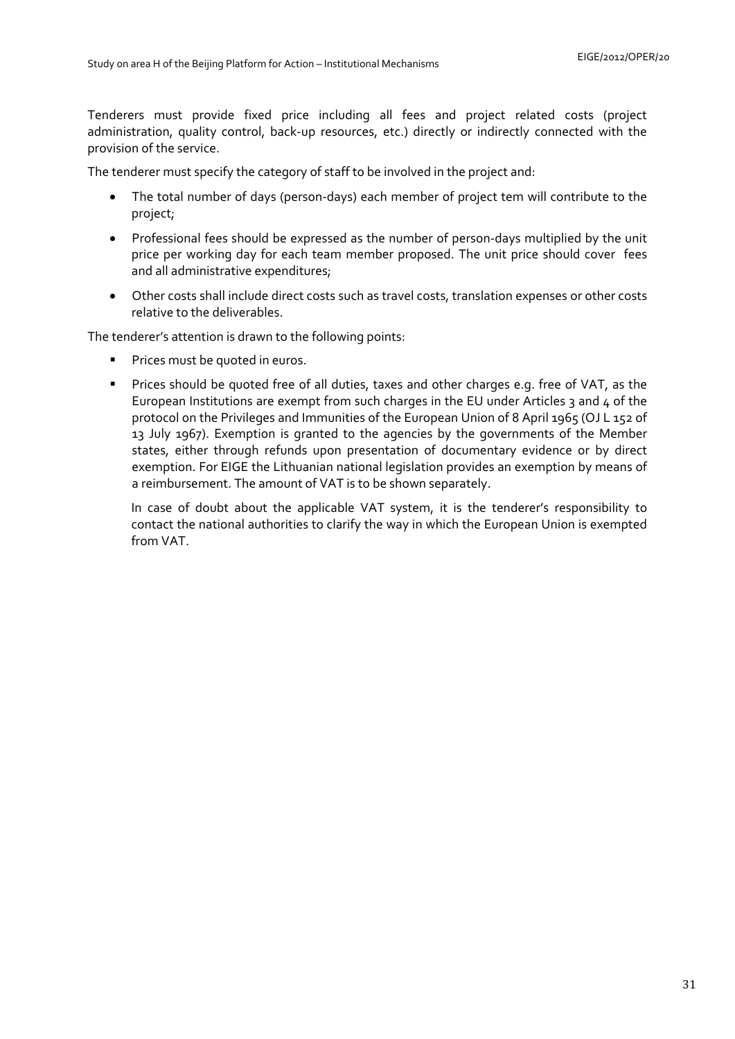Tenderers must provide fixed price including all fees and project related costs (project administration, quality control, back-up resources, etc.) directly or indirectly connected with the provision of the service.

The tenderer must specify the category of staff to be involved in the project and:

- The total number of days (person-days) each member of project tem will contribute to the project;
- Professional fees should be expressed as the number of person-days multiplied by the unit price per working day for each team member proposed. The unit price should cover fees and all administrative expenditures;
- Other costs shall include direct costs such as travel costs, translation expenses or other costs relative to the deliverables.

The tenderer's attention is drawn to the following points:

- Prices must be quoted in euros.
- Prices should be quoted free of all duties, taxes and other charges e.g. free of VAT, as the European Institutions are exempt from such charges in the EU under Articles 3 and 4 of the protocol on the Privileges and Immunities of the European Union of 8 April 1965 (OJ L 152 of 13 July 1967). Exemption is granted to the agencies by the governments of the Member states, either through refunds upon presentation of documentary evidence or by direct exemption. For EIGE the Lithuanian national legislation provides an exemption by means of a reimbursement. The amount of VAT is to be shown separately.

  In case of doubt about the applicable VAT system, it is the tenderer's responsibility to contact the national authorities to clarify the way in which the European Union is exempted from VAT.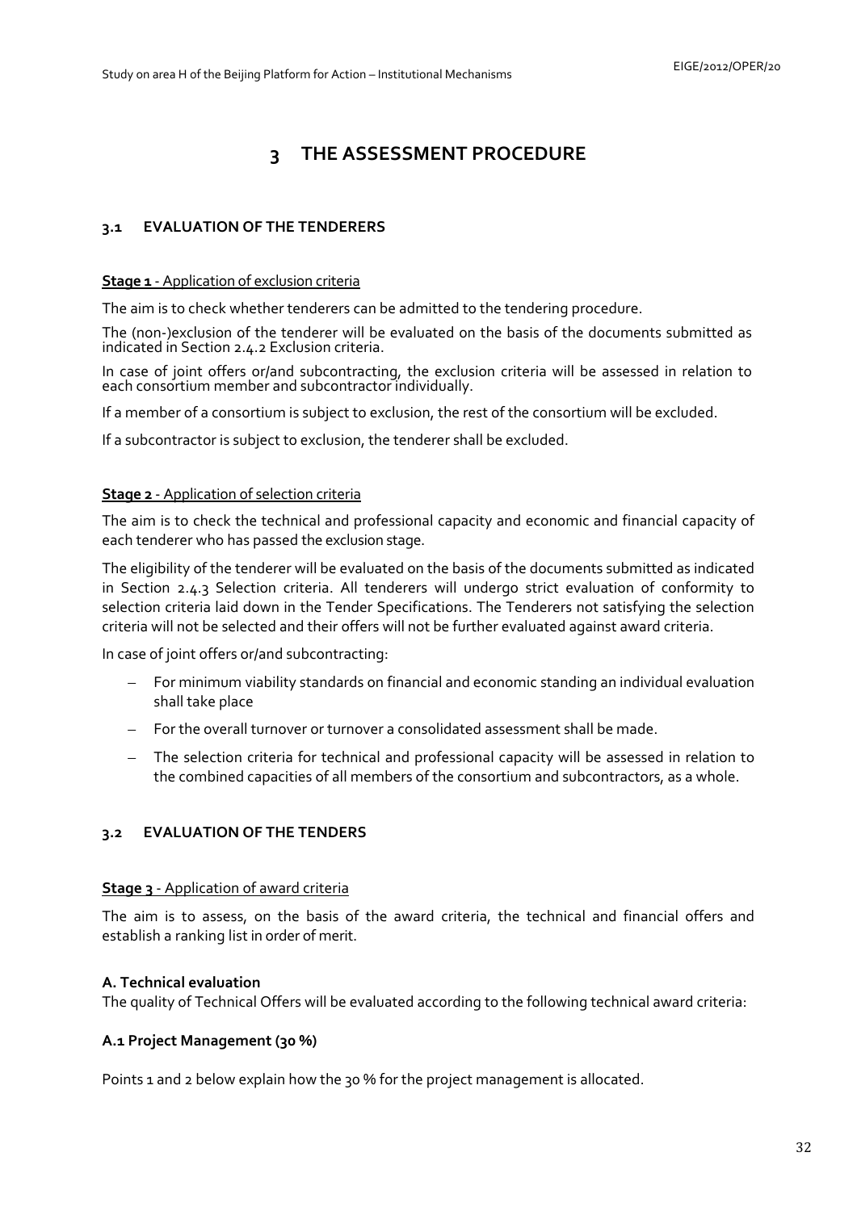# 3 THE ASSESSMENT PROCEDURE

## 3.1 EVALUATION OF THE TENDERERS

**Stage 1** - Application of exclusion criteria

The aim is to check whether tenderers can be admitted to the tendering procedure.

The (non-)exclusion of the tenderer will be evaluated on the basis of the documents submitted as indicated in Section 2.4.2 Exclusion criteria.

In case of joint offers or/and subcontracting, the exclusion criteria will be assessed in relation to each consortium member and subcontractor individually.

If a member of a consortium is subject to exclusion, the rest of the consortium will be excluded.

If a subcontractor is subject to exclusion, the tenderer shall be excluded.

**Stage 2** - Application of selection criteria

The aim is to check the technical and professional capacity and economic and financial capacity of each tenderer who has passed the exclusion stage.

The eligibility of the tenderer will be evaluated on the basis of the documents submitted as indicated in Section 2.4.3 Selection criteria. All tenderers will undergo strict evaluation of conformity to selection criteria laid down in the Tender Specifications. The Tenderers not satisfying the selection criteria will not be selected and their offers will not be further evaluated against award criteria.

In case of joint offers or/and subcontracting:

- For minimum viability standards on financial and economic standing an individual evaluation shall take place
- For the overall turnover or turnover a consolidated assessment shall be made.
- The selection criteria for technical and professional capacity will be assessed in relation to the combined capacities of all members of the consortium and subcontractors, as a whole.

## 3.2 EVALUATION OF THE TENDERS

**Stage 3** - Application of award criteria

The aim is to assess, on the basis of the award criteria, the technical and financial offers and establish a ranking list in order of merit.

**A. Technical evaluation**

The quality of Technical Offers will be evaluated according to the following technical award criteria:

**A.1 Project Management (30 %)**

Points 1 and 2 below explain how the 30 % for the project management is allocated.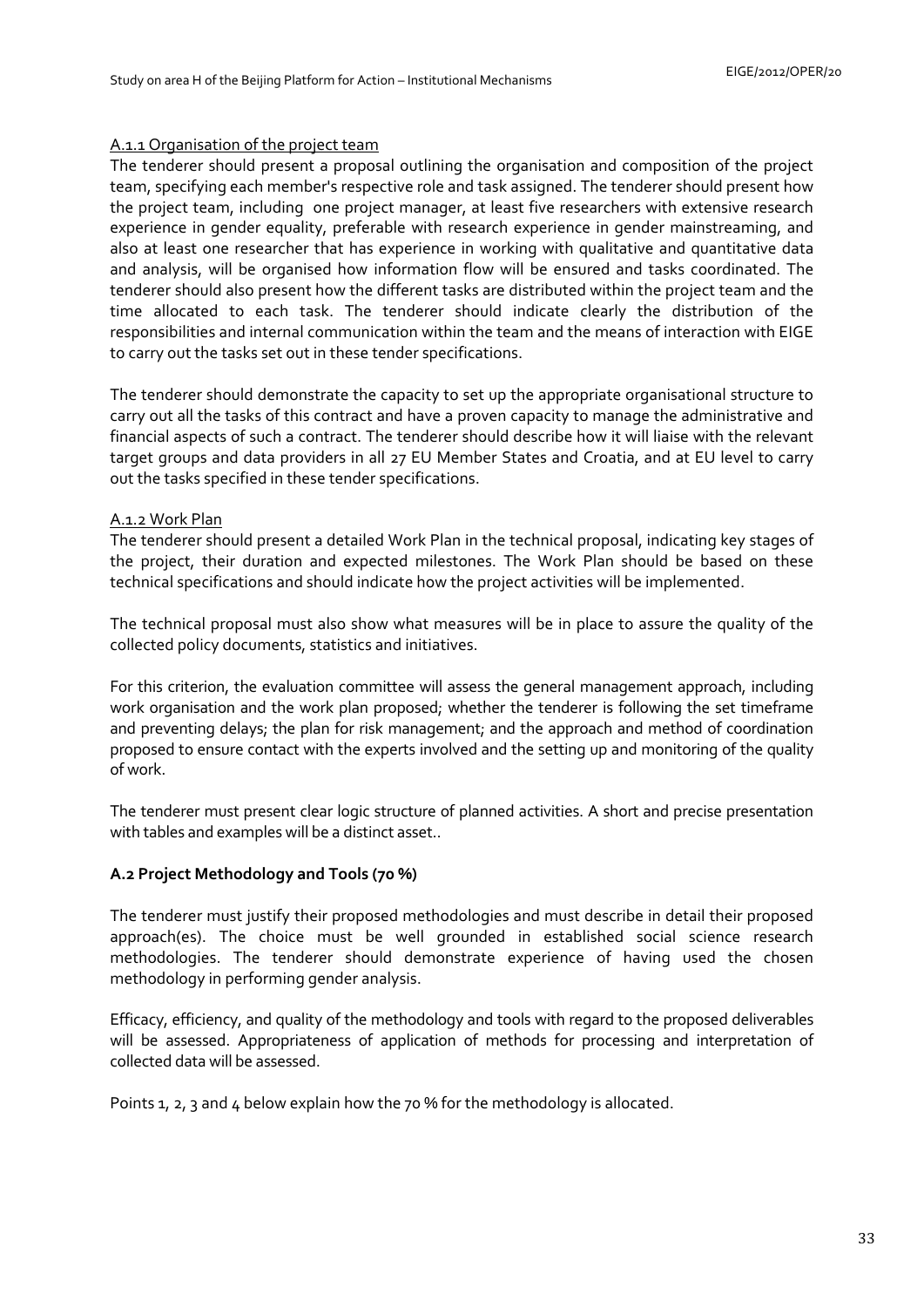A.1.1 Organisation of the project team

The tenderer should present a proposal outlining the organisation and composition of the project team, specifying each member's respective role and task assigned. The tenderer should present how the project team, including one project manager, at least five researchers with extensive research experience in gender equality, preferable with research experience in gender mainstreaming, and also at least one researcher that has experience in working with qualitative and quantitative data and analysis, will be organised how information flow will be ensured and tasks coordinated. The tenderer should also present how the different tasks are distributed within the project team and the time allocated to each task. The tenderer should indicate clearly the distribution of the responsibilities and internal communication within the team and the means of interaction with EIGE to carry out the tasks set out in these tender specifications.

The tenderer should demonstrate the capacity to set up the appropriate organisational structure to carry out all the tasks of this contract and have a proven capacity to manage the administrative and financial aspects of such a contract. The tenderer should describe how it will liaise with the relevant target groups and data providers in all 27 EU Member States and Croatia, and at EU level to carry out the tasks specified in these tender specifications.

A.1.2 Work Plan

The tenderer should present a detailed Work Plan in the technical proposal, indicating key stages of the project, their duration and expected milestones. The Work Plan should be based on these technical specifications and should indicate how the project activities will be implemented.

The technical proposal must also show what measures will be in place to assure the quality of the collected policy documents, statistics and initiatives.

For this criterion, the evaluation committee will assess the general management approach, including work organisation and the work plan proposed; whether the tenderer is following the set timeframe and preventing delays; the plan for risk management; and the approach and method of coordination proposed to ensure contact with the experts involved and the setting up and monitoring of the quality of work.

The tenderer must present clear logic structure of planned activities. A short and precise presentation with tables and examples will be a distinct asset..

**A.2 Project Methodology and Tools (70 %)**

The tenderer must justify their proposed methodologies and must describe in detail their proposed approach(es). The choice must be well grounded in established social science research methodologies. The tenderer should demonstrate experience of having used the chosen methodology in performing gender analysis.

Efficacy, efficiency, and quality of the methodology and tools with regard to the proposed deliverables will be assessed. Appropriateness of application of methods for processing and interpretation of collected data will be assessed.

Points 1, 2, 3 and 4 below explain how the 70 % for the methodology is allocated.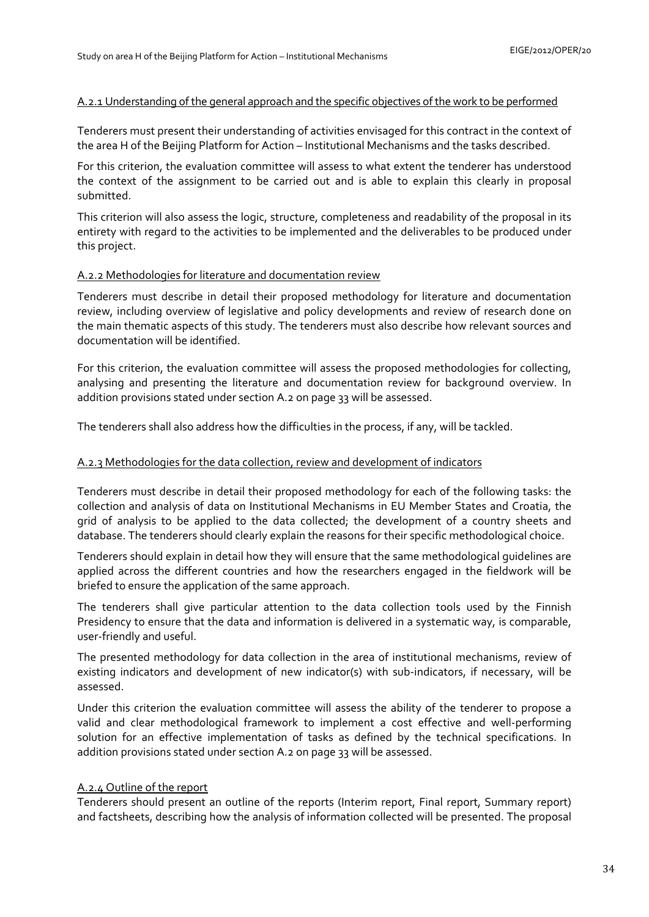A.2.1 Understanding of the general approach and the specific objectives of the work to be performed

Tenderers must present their understanding of activities envisaged for this contract in the context of the area H of the Beijing Platform for Action – Institutional Mechanisms and the tasks described.

For this criterion, the evaluation committee will assess to what extent the tenderer has understood the context of the assignment to be carried out and is able to explain this clearly in proposal submitted.

This criterion will also assess the logic, structure, completeness and readability of the proposal in its entirety with regard to the activities to be implemented and the deliverables to be produced under this project.

A.2.2 Methodologies for literature and documentation review

Tenderers must describe in detail their proposed methodology for literature and documentation review, including overview of legislative and policy developments and review of research done on the main thematic aspects of this study. The tenderers must also describe how relevant sources and documentation will be identified.

For this criterion, the evaluation committee will assess the proposed methodologies for collecting, analysing and presenting the literature and documentation review for background overview. In addition provisions stated under section A.2 on page 33 will be assessed.

The tenderers shall also address how the difficulties in the process, if any, will be tackled.

A.2.3 Methodologies for the data collection, review and development of indicators

Tenderers must describe in detail their proposed methodology for each of the following tasks: the collection and analysis of data on Institutional Mechanisms in EU Member States and Croatia, the grid of analysis to be applied to the data collected; the development of a country sheets and database. The tenderers should clearly explain the reasons for their specific methodological choice.

Tenderers should explain in detail how they will ensure that the same methodological guidelines are applied across the different countries and how the researchers engaged in the fieldwork will be briefed to ensure the application of the same approach.

The tenderers shall give particular attention to the data collection tools used by the Finnish Presidency to ensure that the data and information is delivered in a systematic way, is comparable, user-friendly and useful.

The presented methodology for data collection in the area of institutional mechanisms, review of existing indicators and development of new indicator(s) with sub-indicators, if necessary, will be assessed.

Under this criterion the evaluation committee will assess the ability of the tenderer to propose a valid and clear methodological framework to implement a cost effective and well-performing solution for an effective implementation of tasks as defined by the technical specifications. In addition provisions stated under section A.2 on page 33 will be assessed.

A.2.4 Outline of the report

Tenderers should present an outline of the reports (Interim report, Final report, Summary report) and factsheets, describing how the analysis of information collected will be presented. The proposal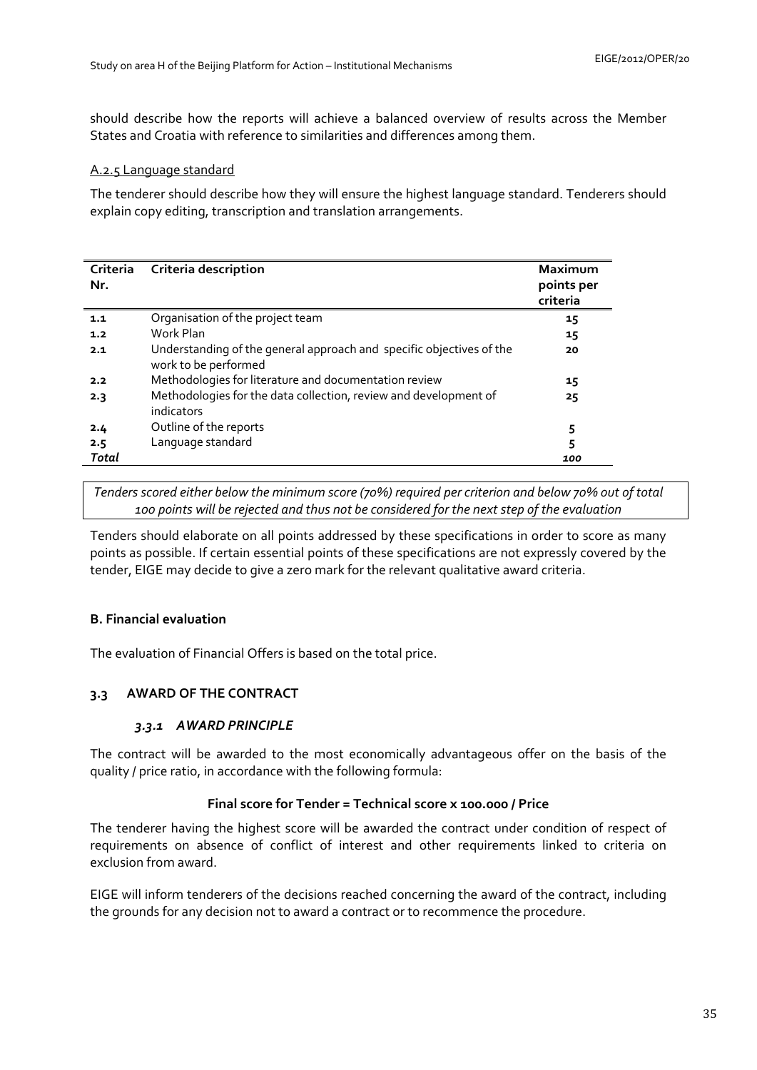should describe how the reports will achieve a balanced overview of results across the Member States and Croatia with reference to similarities and differences among them.

A.2.5 Language standard

The tenderer should describe how they will ensure the highest language standard. Tenderers should explain copy editing, transcription and translation arrangements.

| Criteria Nr. | Criteria description | Maximum points per criteria |
|---|---|---|
| **1.1** | Organisation of the project team | **15** |
| **1.2** | Work Plan | **15** |
| **2.1** | Understanding of the general approach and specific objectives of the work to be performed | **20** |
| **2.2** | Methodologies for literature and documentation review | **15** |
| **2.3** | Methodologies for the data collection, review and development of indicators | **25** |
| **2.4** | Outline of the reports | **5** |
| **2.5** | Language standard | **5** |
| ***Total*** | | ***100*** |

*Tenders scored either below the minimum score (70%) required per criterion and below 70% out of total 100 points will be rejected and thus not be considered for the next step of the evaluation*

Tenders should elaborate on all points addressed by these specifications in order to score as many points as possible. If certain essential points of these specifications are not expressly covered by the tender, EIGE may decide to give a zero mark for the relevant qualitative award criteria.

**B. Financial evaluation**

The evaluation of Financial Offers is based on the total price.

## 3.3 AWARD OF THE CONTRACT

### *3.3.1 AWARD PRINCIPLE*

The contract will be awarded to the most economically advantageous offer on the basis of the quality / price ratio, in accordance with the following formula:

**Final score for Tender = Technical score x 100.000 / Price**

The tenderer having the highest score will be awarded the contract under condition of respect of requirements on absence of conflict of interest and other requirements linked to criteria on exclusion from award.

EIGE will inform tenderers of the decisions reached concerning the award of the contract, including the grounds for any decision not to award a contract or to recommence the procedure.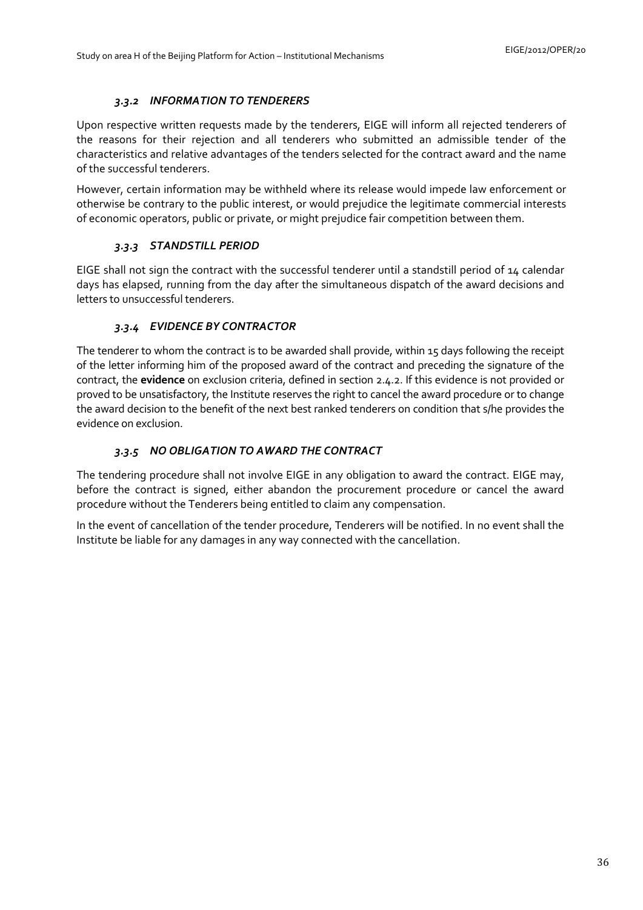### *3.3.2 INFORMATION TO TENDERERS*

Upon respective written requests made by the tenderers, EIGE will inform all rejected tenderers of the reasons for their rejection and all tenderers who submitted an admissible tender of the characteristics and relative advantages of the tenders selected for the contract award and the name of the successful tenderers.

However, certain information may be withheld where its release would impede law enforcement or otherwise be contrary to the public interest, or would prejudice the legitimate commercial interests of economic operators, public or private, or might prejudice fair competition between them.

### *3.3.3 STANDSTILL PERIOD*

EIGE shall not sign the contract with the successful tenderer until a standstill period of 14 calendar days has elapsed, running from the day after the simultaneous dispatch of the award decisions and letters to unsuccessful tenderers.

### *3.3.4 EVIDENCE BY CONTRACTOR*

The tenderer to whom the contract is to be awarded shall provide, within 15 days following the receipt of the letter informing him of the proposed award of the contract and preceding the signature of the contract, the **evidence** on exclusion criteria, defined in section 2.4.2. If this evidence is not provided or proved to be unsatisfactory, the Institute reserves the right to cancel the award procedure or to change the award decision to the benefit of the next best ranked tenderers on condition that s/he provides the evidence on exclusion.

### *3.3.5 NO OBLIGATION TO AWARD THE CONTRACT*

The tendering procedure shall not involve EIGE in any obligation to award the contract. EIGE may, before the contract is signed, either abandon the procurement procedure or cancel the award procedure without the Tenderers being entitled to claim any compensation.

In the event of cancellation of the tender procedure, Tenderers will be notified. In no event shall the Institute be liable for any damages in any way connected with the cancellation.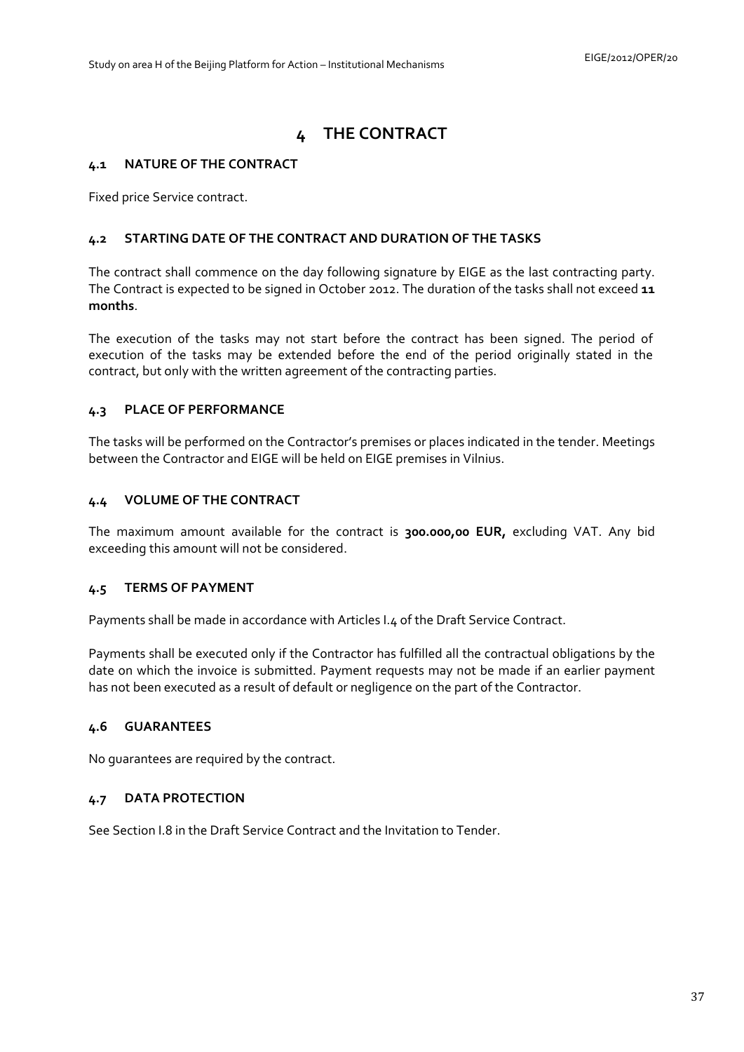# 4 THE CONTRACT

## 4.1 NATURE OF THE CONTRACT

Fixed price Service contract.

## 4.2 STARTING DATE OF THE CONTRACT AND DURATION OF THE TASKS

The contract shall commence on the day following signature by EIGE as the last contracting party. The Contract is expected to be signed in October 2012. The duration of the tasks shall not exceed **11 months**.

The execution of the tasks may not start before the contract has been signed. The period of execution of the tasks may be extended before the end of the period originally stated in the contract, but only with the written agreement of the contracting parties.

## 4.3 PLACE OF PERFORMANCE

The tasks will be performed on the Contractor's premises or places indicated in the tender. Meetings between the Contractor and EIGE will be held on EIGE premises in Vilnius.

## 4.4 VOLUME OF THE CONTRACT

The maximum amount available for the contract is **300.000,00 EUR,** excluding VAT. Any bid exceeding this amount will not be considered.

## 4.5 TERMS OF PAYMENT

Payments shall be made in accordance with Articles I.4 of the Draft Service Contract.

Payments shall be executed only if the Contractor has fulfilled all the contractual obligations by the date on which the invoice is submitted. Payment requests may not be made if an earlier payment has not been executed as a result of default or negligence on the part of the Contractor.

## 4.6 GUARANTEES

No guarantees are required by the contract.

## 4.7 DATA PROTECTION

See Section I.8 in the Draft Service Contract and the Invitation to Tender.